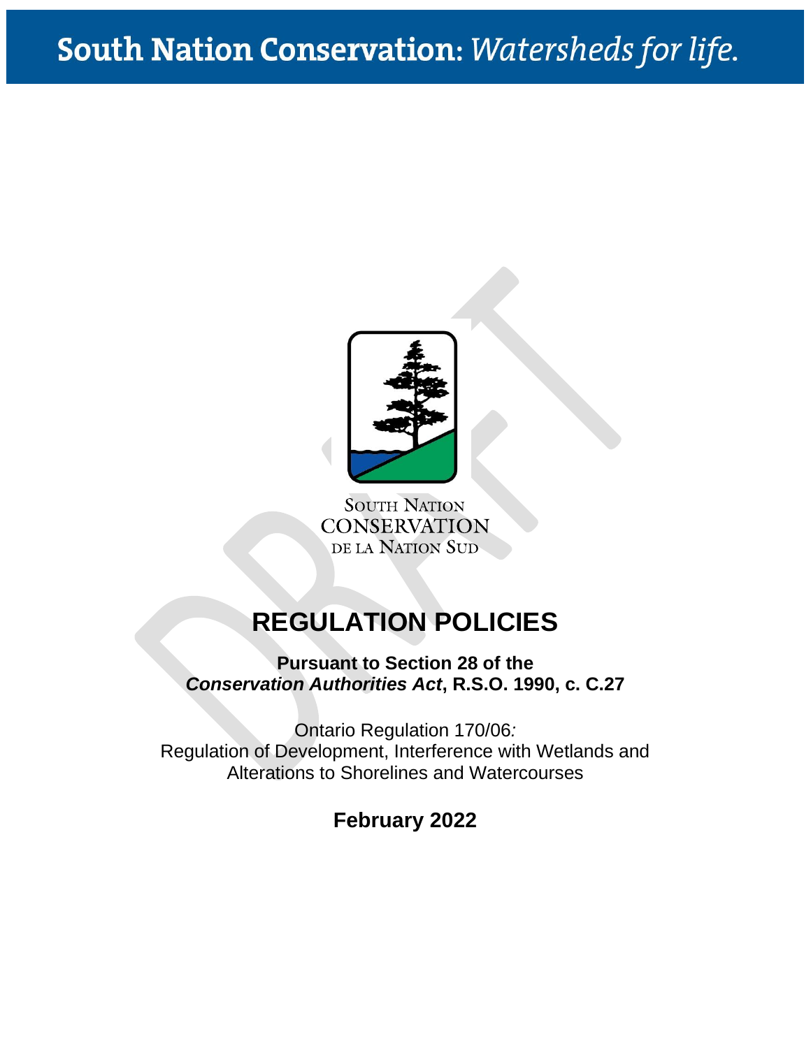South Nation Conservation: *Watersheds for life.*

SOUTH NATION CONSERVATION
DE LA NATION SUD

# REGULATION POLICIES

**Pursuant to Section 28 of the *Conservation Authorities Act*, R.S.O. 1990, c. C.27**

Ontario Regulation 170/06*:*
Regulation of Development, Interference with Wetlands and Alterations to Shorelines and Watercourses

**February 2022**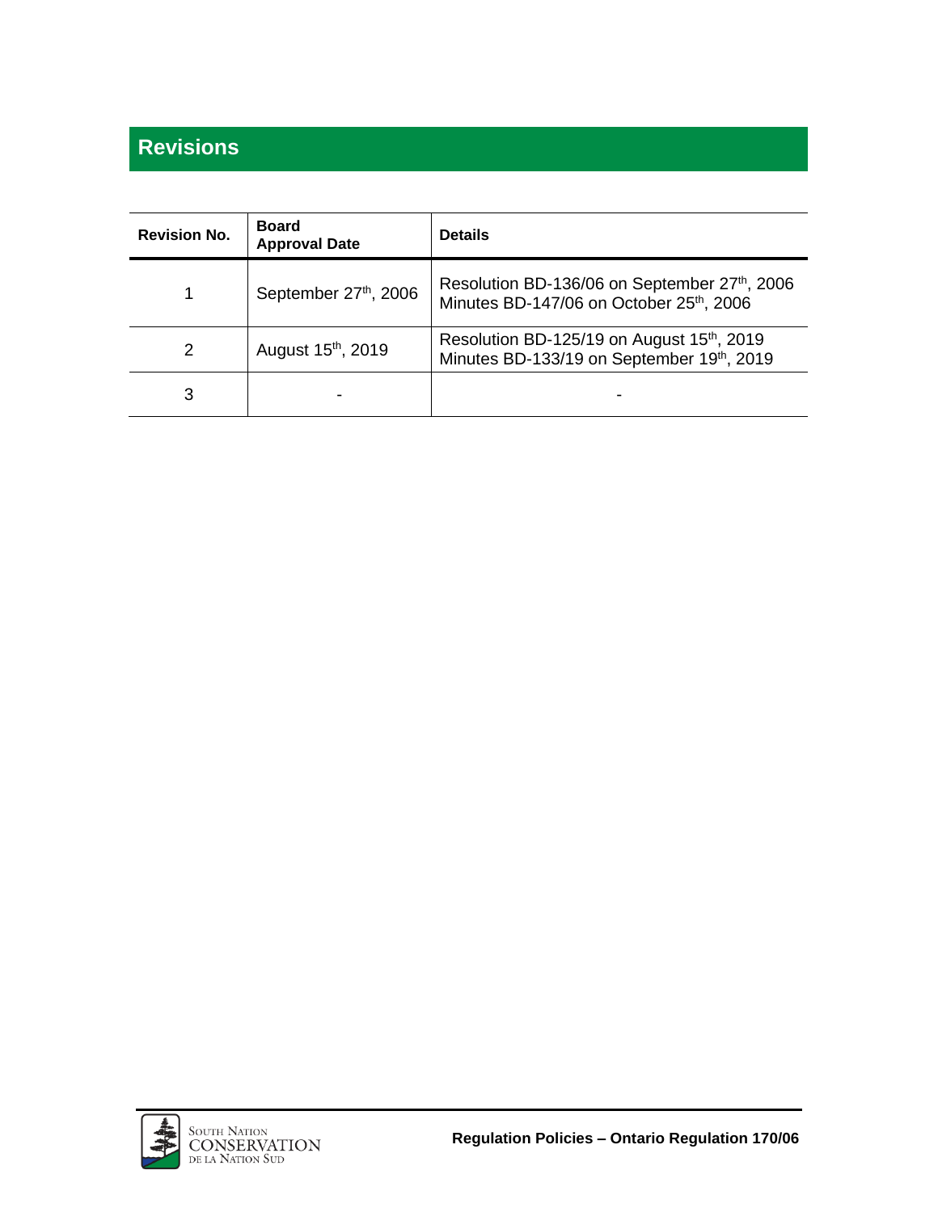## Revisions

| Revision No. | Board Approval Date | Details |
|---|---|---|
| 1 | September 27th, 2006 | Resolution BD-136/06 on September 27th, 2006<br>Minutes BD-147/06 on October 25th, 2006 |
| 2 | August 15th, 2019 | Resolution BD-125/19 on August 15th, 2019<br>Minutes BD-133/19 on September 19th, 2019 |
| 3 | - | - |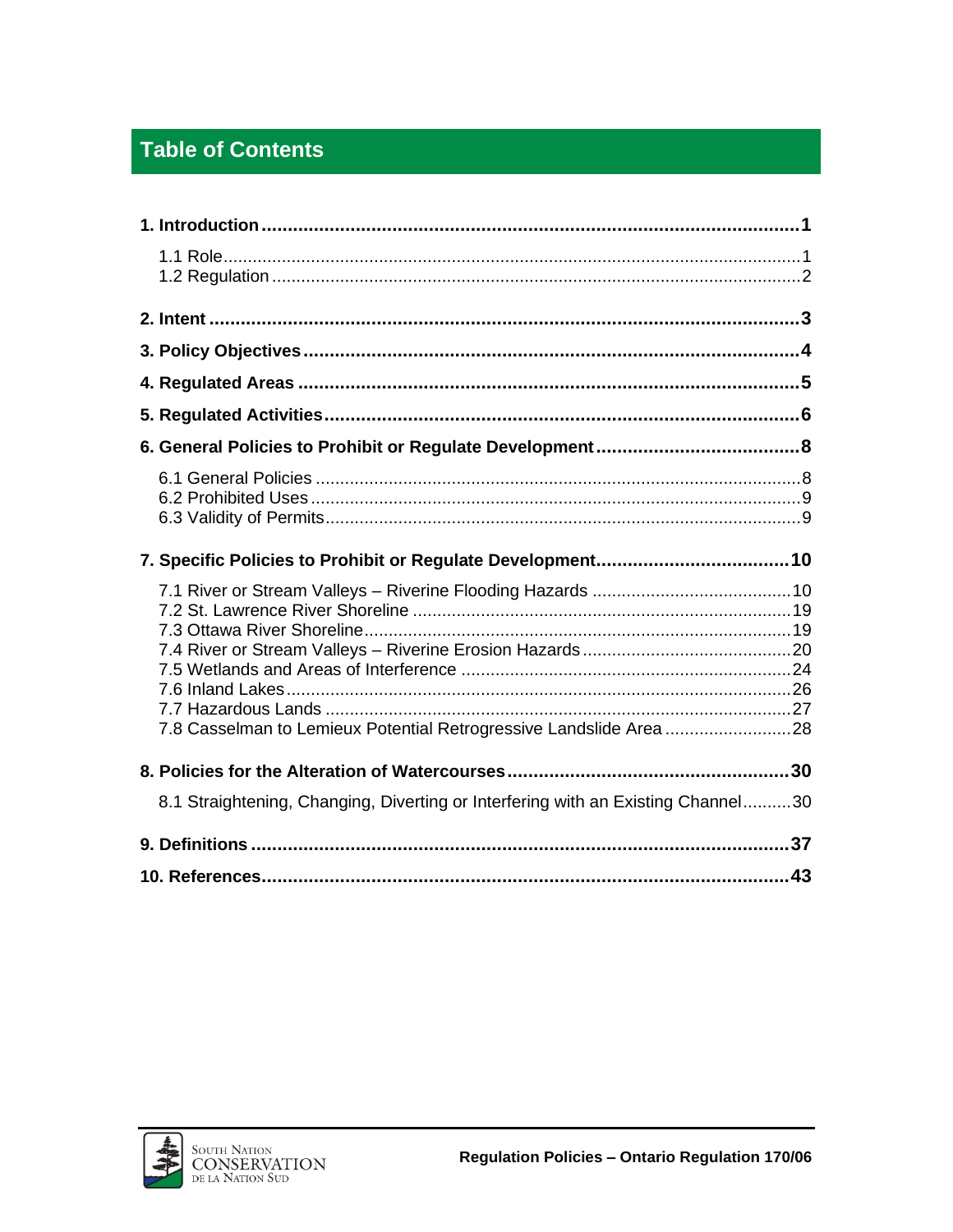# Table of Contents

**1. Introduction** ..... **1**

- 1.1 Role ..... 1
- 1.2 Regulation ..... 2

**2. Intent** ..... **3**

**3. Policy Objectives** ..... **4**

**4. Regulated Areas** ..... **5**

**5. Regulated Activities** ..... **6**

**6. General Policies to Prohibit or Regulate Development** ..... **8**

- 6.1 General Policies ..... 8
- 6.2 Prohibited Uses ..... 9
- 6.3 Validity of Permits ..... 9

**7. Specific Policies to Prohibit or Regulate Development** ..... **10**

- 7.1 River or Stream Valleys – Riverine Flooding Hazards ..... 10
- 7.2 St. Lawrence River Shoreline ..... 19
- 7.3 Ottawa River Shoreline ..... 19
- 7.4 River or Stream Valleys – Riverine Erosion Hazards ..... 20
- 7.5 Wetlands and Areas of Interference ..... 24
- 7.6 Inland Lakes ..... 26
- 7.7 Hazardous Lands ..... 27
- 7.8 Casselman to Lemieux Potential Retrogressive Landslide Area ..... 28

**8. Policies for the Alteration of Watercourses** ..... **30**

- 8.1 Straightening, Changing, Diverting or Interfering with an Existing Channel ..... 30

**9. Definitions** ..... **37**

**10. References** ..... **43**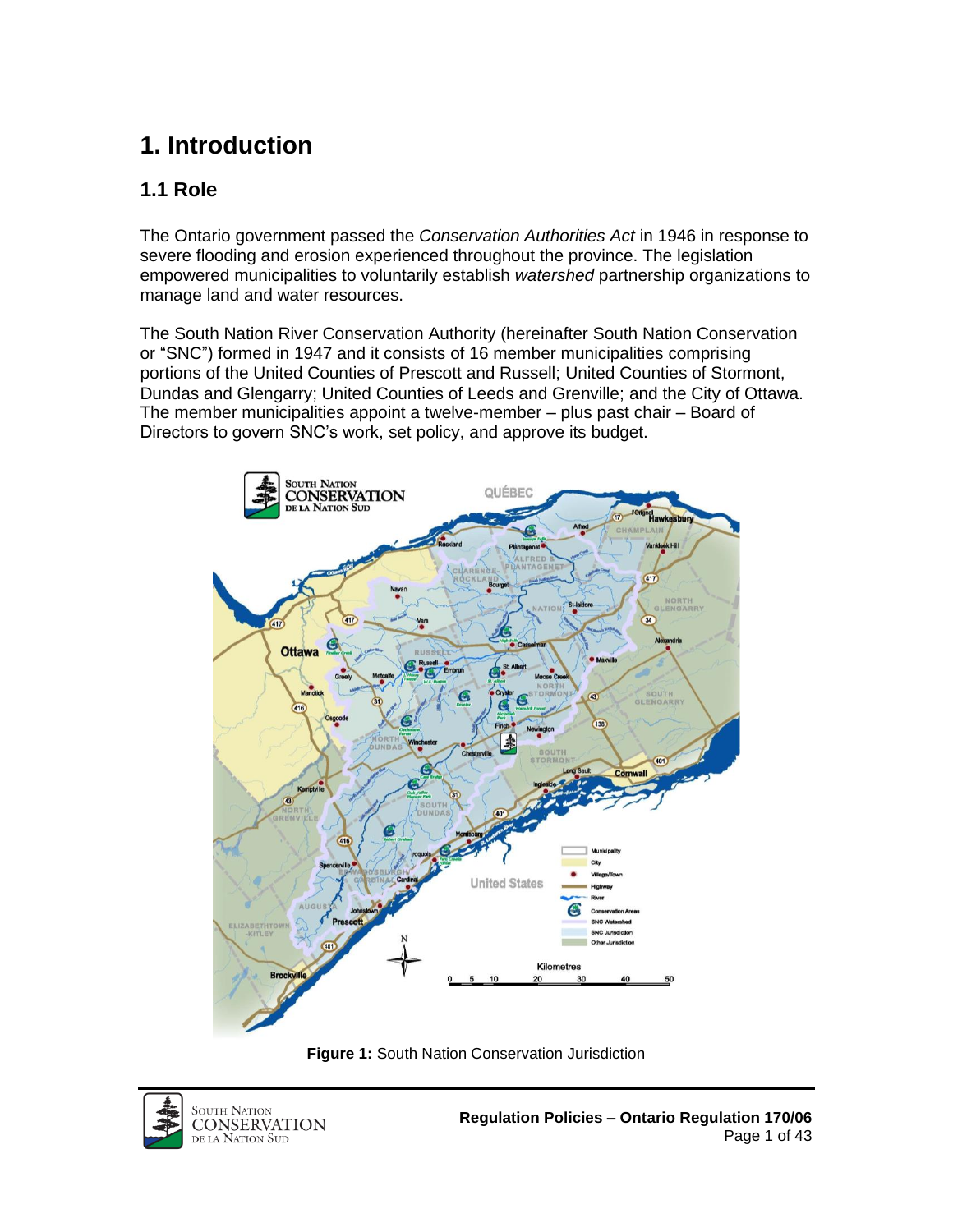# 1. Introduction

## 1.1 Role

The Ontario government passed the *Conservation Authorities Act* in 1946 in response to severe flooding and erosion experienced throughout the province. The legislation empowered municipalities to voluntarily establish *watershed* partnership organizations to manage land and water resources.

The South Nation River Conservation Authority (hereinafter South Nation Conservation or "SNC") formed in 1947 and it consists of 16 member municipalities comprising portions of the United Counties of Prescott and Russell; United Counties of Stormont, Dundas and Glengarry; United Counties of Leeds and Grenville; and the City of Ottawa. The member municipalities appoint a twelve-member – plus past chair – Board of Directors to govern SNC's work, set policy, and approve its budget.

**Figure 1:** South Nation Conservation Jurisdiction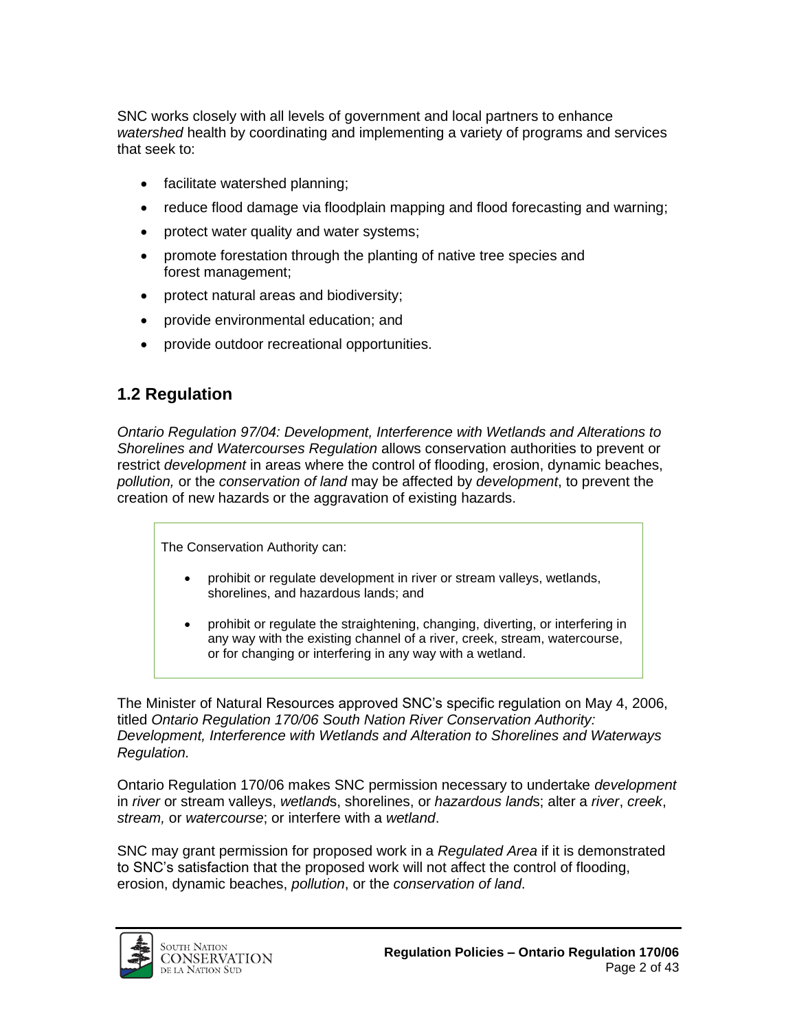SNC works closely with all levels of government and local partners to enhance *watershed* health by coordinating and implementing a variety of programs and services that seek to:

- facilitate watershed planning;
- reduce flood damage via floodplain mapping and flood forecasting and warning;
- protect water quality and water systems;
- promote forestation through the planting of native tree species and forest management;
- protect natural areas and biodiversity;
- provide environmental education; and
- provide outdoor recreational opportunities.

## 1.2 Regulation

*Ontario Regulation 97/04: Development, Interference with Wetlands and Alterations to Shorelines and Watercourses Regulation* allows conservation authorities to prevent or restrict *development* in areas where the control of flooding, erosion, dynamic beaches, *pollution,* or the *conservation of land* may be affected by *development*, to prevent the creation of new hazards or the aggravation of existing hazards.

> The Conservation Authority can:
>
> - prohibit or regulate development in river or stream valleys, wetlands, shorelines, and hazardous lands; and
> - prohibit or regulate the straightening, changing, diverting, or interfering in any way with the existing channel of a river, creek, stream, watercourse, or for changing or interfering in any way with a wetland.

The Minister of Natural Resources approved SNC's specific regulation on May 4, 2006, titled *Ontario Regulation 170/06 South Nation River Conservation Authority: Development, Interference with Wetlands and Alteration to Shorelines and Waterways Regulation.*

Ontario Regulation 170/06 makes SNC permission necessary to undertake *development* in *river* or stream valleys, *wetland*s, shorelines, or *hazardous land*s; alter a *river*, *creek*, *stream,* or *watercourse*; or interfere with a *wetland*.

SNC may grant permission for proposed work in a *Regulated Area* if it is demonstrated to SNC's satisfaction that the proposed work will not affect the control of flooding, erosion, dynamic beaches, *pollution*, or the *conservation of land*.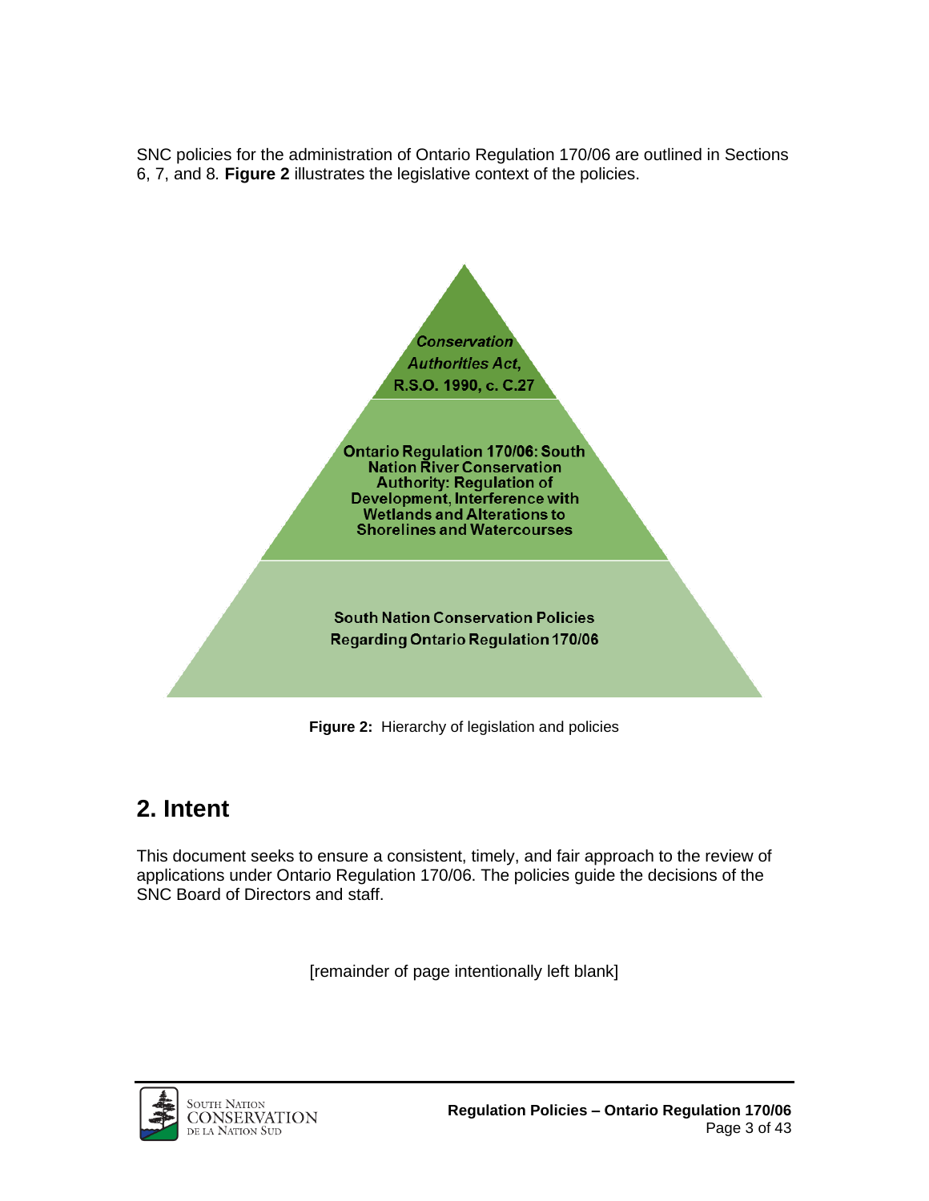SNC policies for the administration of Ontario Regulation 170/06 are outlined in Sections 6, 7, and 8. **Figure 2** illustrates the legislative context of the policies.

***Conservation Authorities Act*, R.S.O. 1990, c. C.27**

**Ontario Regulation 170/06: South Nation River Conservation Authority: Regulation of Development, Interference with Wetlands and Alterations to Shorelines and Watercourses**

**South Nation Conservation Policies Regarding Ontario Regulation 170/06**

**Figure 2:** Hierarchy of legislation and policies

## 2. Intent

This document seeks to ensure a consistent, timely, and fair approach to the review of applications under Ontario Regulation 170/06. The policies guide the decisions of the SNC Board of Directors and staff.

[remainder of page intentionally left blank]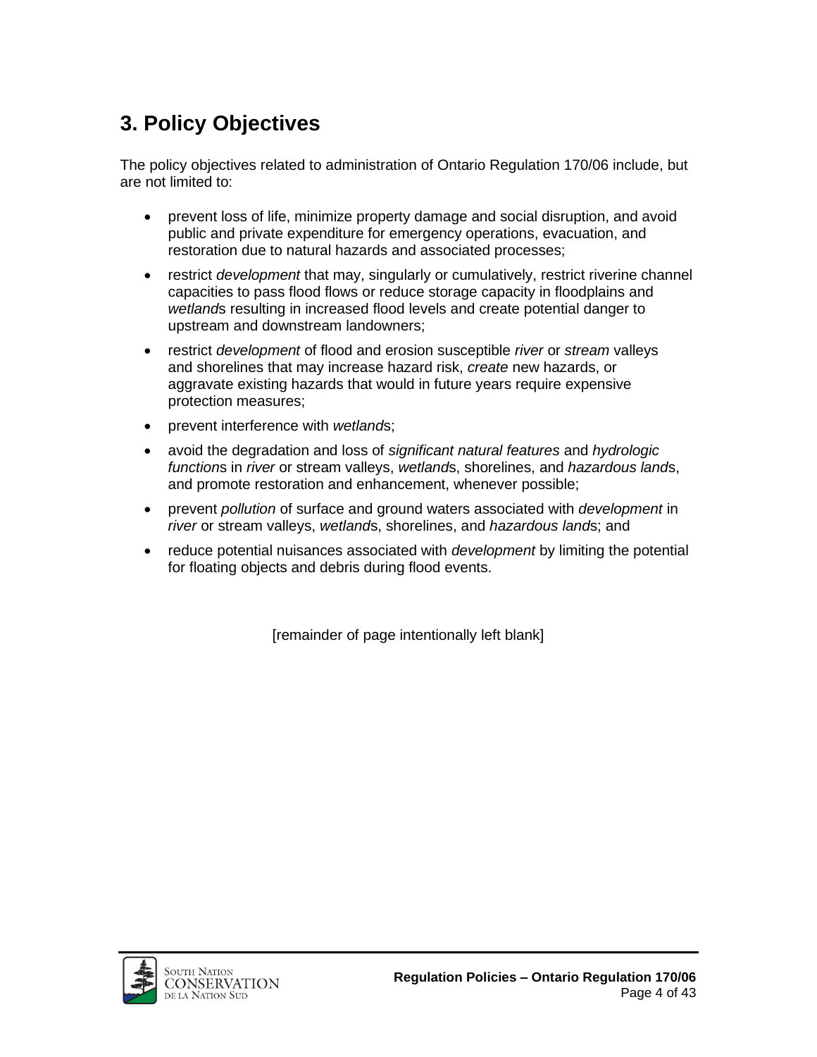## 3. Policy Objectives

The policy objectives related to administration of Ontario Regulation 170/06 include, but are not limited to:

- prevent loss of life, minimize property damage and social disruption, and avoid public and private expenditure for emergency operations, evacuation, and restoration due to natural hazards and associated processes;
- restrict *development* that may, singularly or cumulatively, restrict riverine channel capacities to pass flood flows or reduce storage capacity in floodplains and *wetland*s resulting in increased flood levels and create potential danger to upstream and downstream landowners;
- restrict *development* of flood and erosion susceptible *river* or *stream* valleys and shorelines that may increase hazard risk, *create* new hazards, or aggravate existing hazards that would in future years require expensive protection measures;
- prevent interference with *wetland*s;
- avoid the degradation and loss of *significant natural features* and *hydrologic function*s in *river* or stream valleys, *wetland*s, shorelines, and *hazardous land*s, and promote restoration and enhancement, whenever possible;
- prevent *pollution* of surface and ground waters associated with *development* in *river* or stream valleys, *wetland*s, shorelines, and *hazardous land*s; and
- reduce potential nuisances associated with *development* by limiting the potential for floating objects and debris during flood events.

[remainder of page intentionally left blank]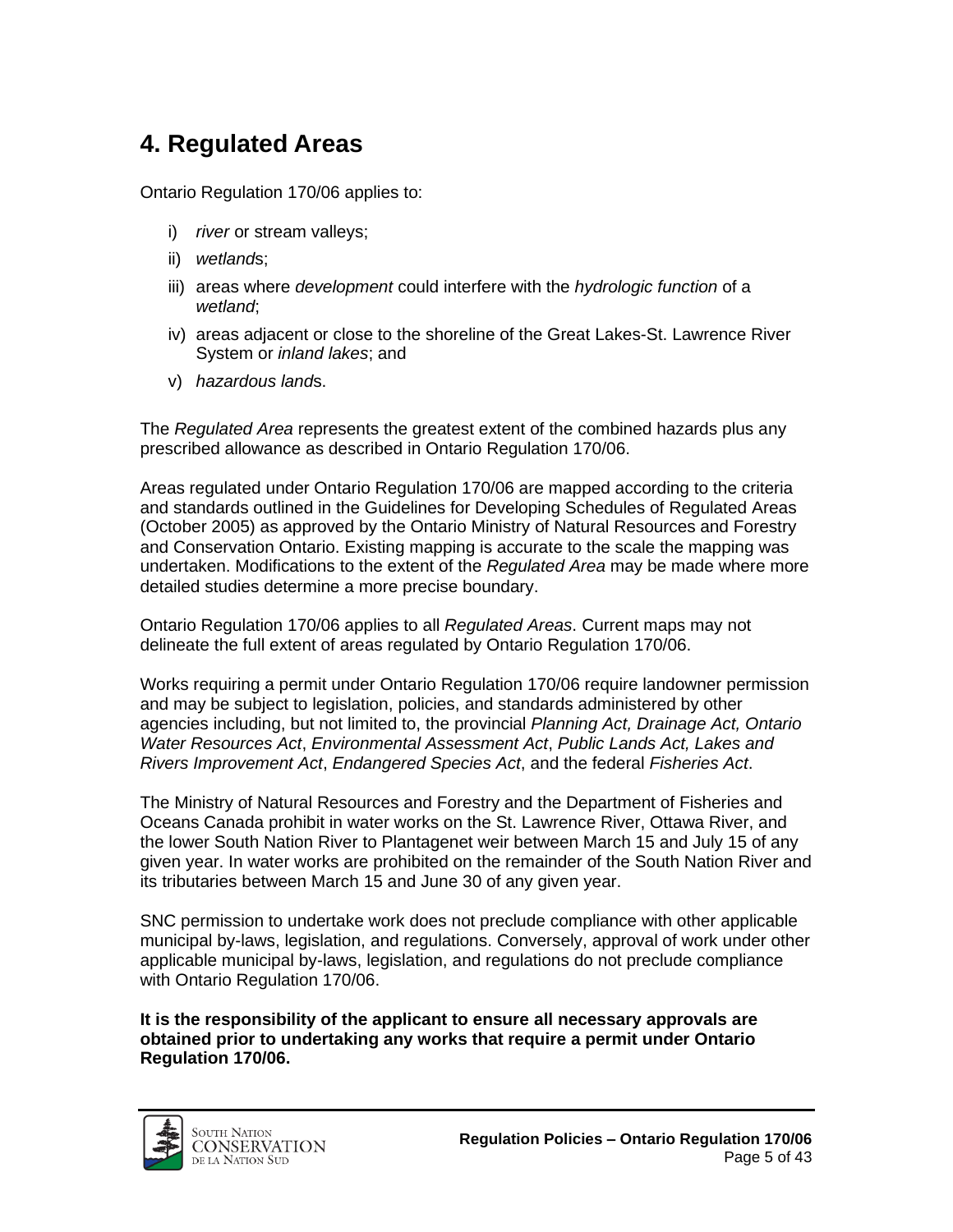# 4. Regulated Areas

Ontario Regulation 170/06 applies to:

i) *river* or stream valleys;

ii) *wetland*s;

iii) areas where *development* could interfere with the *hydrologic function* of a *wetland*;

iv) areas adjacent or close to the shoreline of the Great Lakes-St. Lawrence River System or *inland lakes*; and

v) *hazardous land*s.

The *Regulated Area* represents the greatest extent of the combined hazards plus any prescribed allowance as described in Ontario Regulation 170/06.

Areas regulated under Ontario Regulation 170/06 are mapped according to the criteria and standards outlined in the Guidelines for Developing Schedules of Regulated Areas (October 2005) as approved by the Ontario Ministry of Natural Resources and Forestry and Conservation Ontario. Existing mapping is accurate to the scale the mapping was undertaken. Modifications to the extent of the *Regulated Area* may be made where more detailed studies determine a more precise boundary.

Ontario Regulation 170/06 applies to all *Regulated Areas*. Current maps may not delineate the full extent of areas regulated by Ontario Regulation 170/06.

Works requiring a permit under Ontario Regulation 170/06 require landowner permission and may be subject to legislation, policies, and standards administered by other agencies including, but not limited to, the provincial *Planning Act, Drainage Act, Ontario Water Resources Act*, *Environmental Assessment Act*, *Public Lands Act, Lakes and Rivers Improvement Act*, *Endangered Species Act*, and the federal *Fisheries Act*.

The Ministry of Natural Resources and Forestry and the Department of Fisheries and Oceans Canada prohibit in water works on the St. Lawrence River, Ottawa River, and the lower South Nation River to Plantagenet weir between March 15 and July 15 of any given year. In water works are prohibited on the remainder of the South Nation River and its tributaries between March 15 and June 30 of any given year.

SNC permission to undertake work does not preclude compliance with other applicable municipal by-laws, legislation, and regulations. Conversely, approval of work under other applicable municipal by-laws, legislation, and regulations do not preclude compliance with Ontario Regulation 170/06.

**It is the responsibility of the applicant to ensure all necessary approvals are obtained prior to undertaking any works that require a permit under Ontario Regulation 170/06.**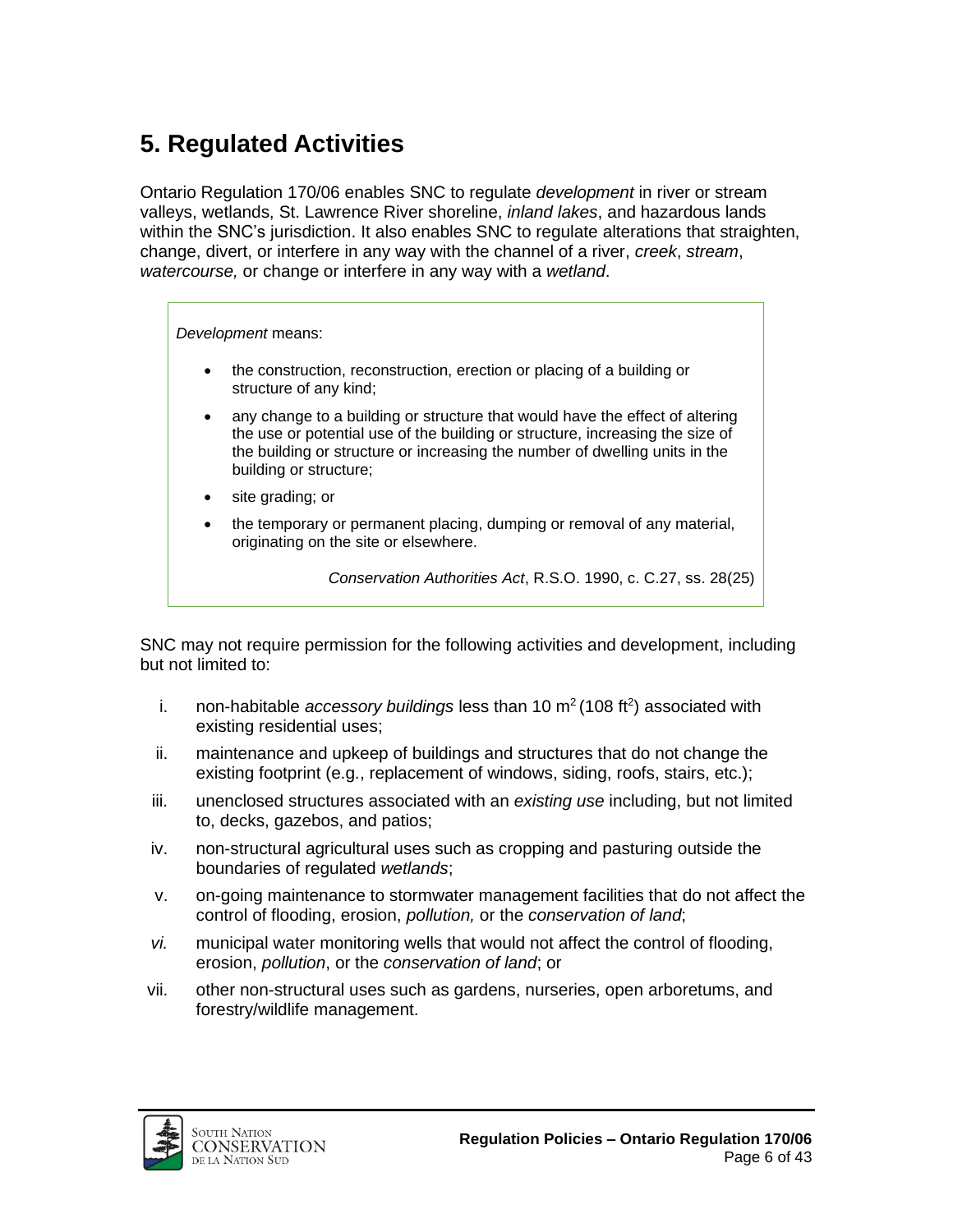## 5. Regulated Activities

Ontario Regulation 170/06 enables SNC to regulate *development* in river or stream valleys, wetlands, St. Lawrence River shoreline, *inland lakes*, and hazardous lands within the SNC's jurisdiction. It also enables SNC to regulate alterations that straighten, change, divert, or interfere in any way with the channel of a river, *creek*, *stream*, *watercourse,* or change or interfere in any way with a *wetland*.

> *Development* means:
>
> - the construction, reconstruction, erection or placing of a building or structure of any kind;
> - any change to a building or structure that would have the effect of altering the use or potential use of the building or structure, increasing the size of the building or structure or increasing the number of dwelling units in the building or structure;
> - site grading; or
> - the temporary or permanent placing, dumping or removal of any material, originating on the site or elsewhere.
>
> *Conservation Authorities Act*, R.S.O. 1990, c. C.27, ss. 28(25)

SNC may not require permission for the following activities and development, including but not limited to:

i. non-habitable *accessory buildings* less than 10 $m^2$ (108 $ft^2$) associated with existing residential uses;

ii. maintenance and upkeep of buildings and structures that do not change the existing footprint (e.g., replacement of windows, siding, roofs, stairs, etc.);

iii. unenclosed structures associated with an *existing use* including, but not limited to, decks, gazebos, and patios;

iv. non-structural agricultural uses such as cropping and pasturing outside the boundaries of regulated *wetlands*;

v. on-going maintenance to stormwater management facilities that do not affect the control of flooding, erosion, *pollution,* or the *conservation of land*;

*vi.* municipal water monitoring wells that would not affect the control of flooding, erosion, *pollution*, or the *conservation of land*; or

vii. other non-structural uses such as gardens, nurseries, open arboretums, and forestry/wildlife management.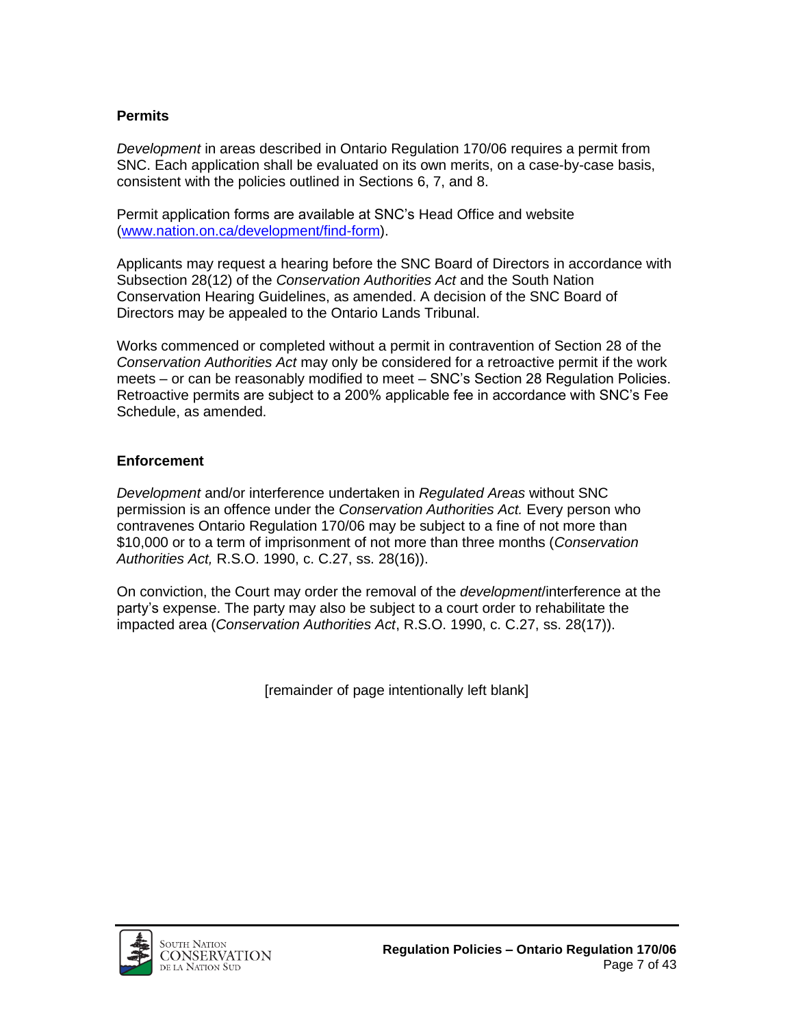## Permits

*Development* in areas described in Ontario Regulation 170/06 requires a permit from SNC. Each application shall be evaluated on its own merits, on a case-by-case basis, consistent with the policies outlined in Sections 6, 7, and 8.

Permit application forms are available at SNC's Head Office and website ([www.nation.on.ca/development/find-form](http://www.nation.on.ca/development/find-form)).

Applicants may request a hearing before the SNC Board of Directors in accordance with Subsection 28(12) of the *Conservation Authorities Act* and the South Nation Conservation Hearing Guidelines, as amended. A decision of the SNC Board of Directors may be appealed to the Ontario Lands Tribunal.

Works commenced or completed without a permit in contravention of Section 28 of the *Conservation Authorities Act* may only be considered for a retroactive permit if the work meets – or can be reasonably modified to meet – SNC's Section 28 Regulation Policies. Retroactive permits are subject to a 200% applicable fee in accordance with SNC's Fee Schedule, as amended.

## Enforcement

*Development* and/or interference undertaken in *Regulated Areas* without SNC permission is an offence under the *Conservation Authorities Act.* Every person who contravenes Ontario Regulation 170/06 may be subject to a fine of not more than $10,000 or to a term of imprisonment of not more than three months (*Conservation Authorities Act,* R.S.O. 1990, c. C.27, ss. 28(16)).

On conviction, the Court may order the removal of the *development*/interference at the party's expense. The party may also be subject to a court order to rehabilitate the impacted area (*Conservation Authorities Act*, R.S.O. 1990, c. C.27, ss. 28(17)).

[remainder of page intentionally left blank]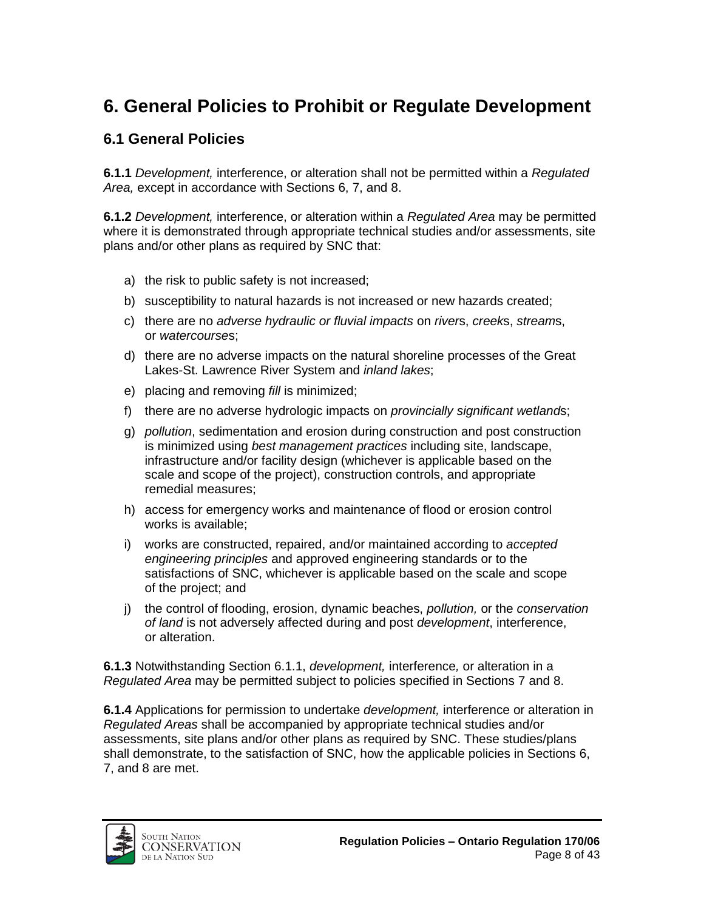# 6. General Policies to Prohibit or Regulate Development

## 6.1 General Policies

**6.1.1** *Development,* interference, or alteration shall not be permitted within a *Regulated Area,* except in accordance with Sections 6, 7, and 8.

**6.1.2** *Development,* interference, or alteration within a *Regulated Area* may be permitted where it is demonstrated through appropriate technical studies and/or assessments, site plans and/or other plans as required by SNC that:

a) the risk to public safety is not increased;

b) susceptibility to natural hazards is not increased or new hazards created;

c) there are no *adverse hydraulic or fluvial impacts* on *river*s, *creek*s, *stream*s, or *watercourse*s;

d) there are no adverse impacts on the natural shoreline processes of the Great Lakes-St. Lawrence River System and *inland lakes*;

e) placing and removing *fill* is minimized;

f) there are no adverse hydrologic impacts on *provincially significant wetland*s;

g) *pollution*, sedimentation and erosion during construction and post construction is minimized using *best management practices* including site, landscape, infrastructure and/or facility design (whichever is applicable based on the scale and scope of the project), construction controls, and appropriate remedial measures;

h) access for emergency works and maintenance of flood or erosion control works is available;

i) works are constructed, repaired, and/or maintained according to *accepted engineering principles* and approved engineering standards or to the satisfactions of SNC, whichever is applicable based on the scale and scope of the project; and

j) the control of flooding, erosion, dynamic beaches, *pollution,* or the *conservation of land* is not adversely affected during and post *development*, interference, or alteration.

**6.1.3** Notwithstanding Section 6.1.1, *development,* interference*,* or alteration in a *Regulated Area* may be permitted subject to policies specified in Sections 7 and 8.

**6.1.4** Applications for permission to undertake *development,* interference or alteration in *Regulated Areas* shall be accompanied by appropriate technical studies and/or assessments, site plans and/or other plans as required by SNC. These studies/plans shall demonstrate, to the satisfaction of SNC, how the applicable policies in Sections 6, 7, and 8 are met.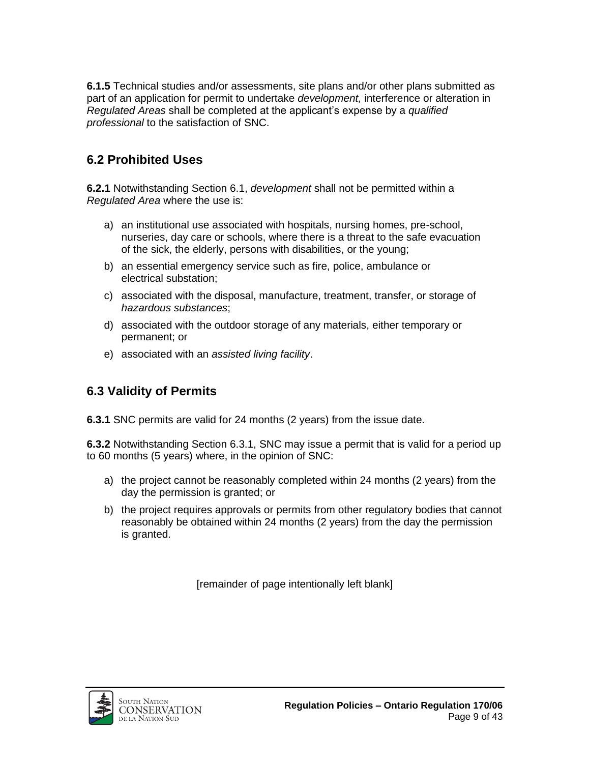**6.1.5** Technical studies and/or assessments, site plans and/or other plans submitted as part of an application for permit to undertake *development,* interference or alteration in *Regulated Areas* shall be completed at the applicant's expense by a *qualified professional* to the satisfaction of SNC.

## 6.2 Prohibited Uses

**6.2.1** Notwithstanding Section 6.1, *development* shall not be permitted within a *Regulated Area* where the use is:

a) an institutional use associated with hospitals, nursing homes, pre-school, nurseries, day care or schools, where there is a threat to the safe evacuation of the sick, the elderly, persons with disabilities, or the young;

b) an essential emergency service such as fire, police, ambulance or electrical substation;

c) associated with the disposal, manufacture, treatment, transfer, or storage of *hazardous substances*;

d) associated with the outdoor storage of any materials, either temporary or permanent; or

e) associated with an *assisted living facility*.

## 6.3 Validity of Permits

**6.3.1** SNC permits are valid for 24 months (2 years) from the issue date.

**6.3.2** Notwithstanding Section 6.3.1, SNC may issue a permit that is valid for a period up to 60 months (5 years) where, in the opinion of SNC:

a) the project cannot be reasonably completed within 24 months (2 years) from the day the permission is granted; or

b) the project requires approvals or permits from other regulatory bodies that cannot reasonably be obtained within 24 months (2 years) from the day the permission is granted.

[remainder of page intentionally left blank]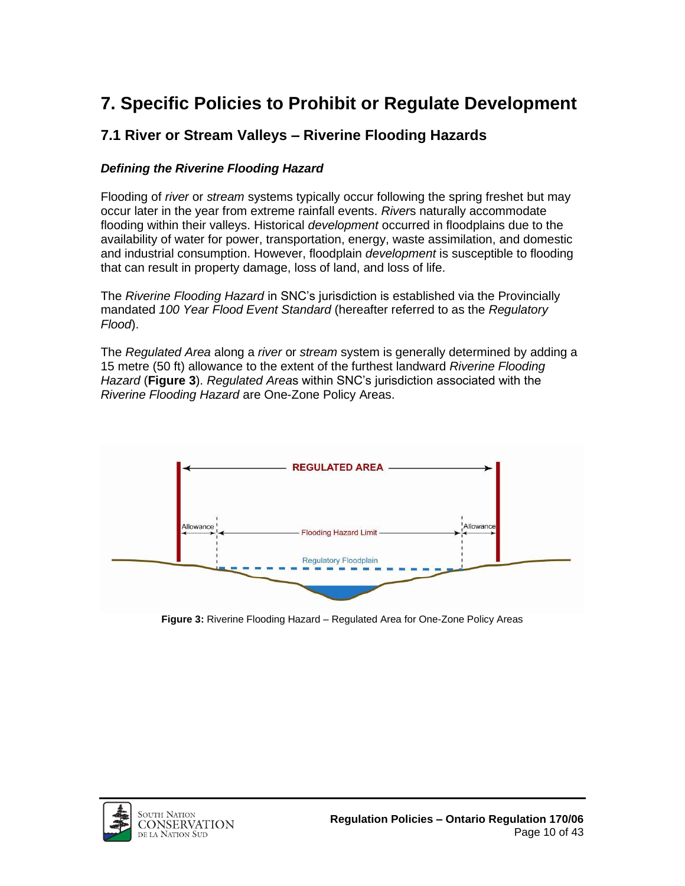# 7. Specific Policies to Prohibit or Regulate Development

## 7.1 River or Stream Valleys – Riverine Flooding Hazards

### *Defining the Riverine Flooding Hazard*

Flooding of *river* or *stream* systems typically occur following the spring freshet but may occur later in the year from extreme rainfall events. *River*s naturally accommodate flooding within their valleys. Historical *development* occurred in floodplains due to the availability of water for power, transportation, energy, waste assimilation, and domestic and industrial consumption. However, floodplain *development* is susceptible to flooding that can result in property damage, loss of land, and loss of life.

The *Riverine Flooding Hazard* in SNC's jurisdiction is established via the Provincially mandated *100 Year Flood Event Standard* (hereafter referred to as the *Regulatory Flood*).

The *Regulated Area* along a *river* or *stream* system is generally determined by adding a 15 metre (50 ft) allowance to the extent of the furthest landward *Riverine Flooding Hazard* (**Figure 3**). *Regulated Area*s within SNC's jurisdiction associated with the *Riverine Flooding Hazard* are One-Zone Policy Areas.

**Figure 3:** Riverine Flooding Hazard – Regulated Area for One-Zone Policy Areas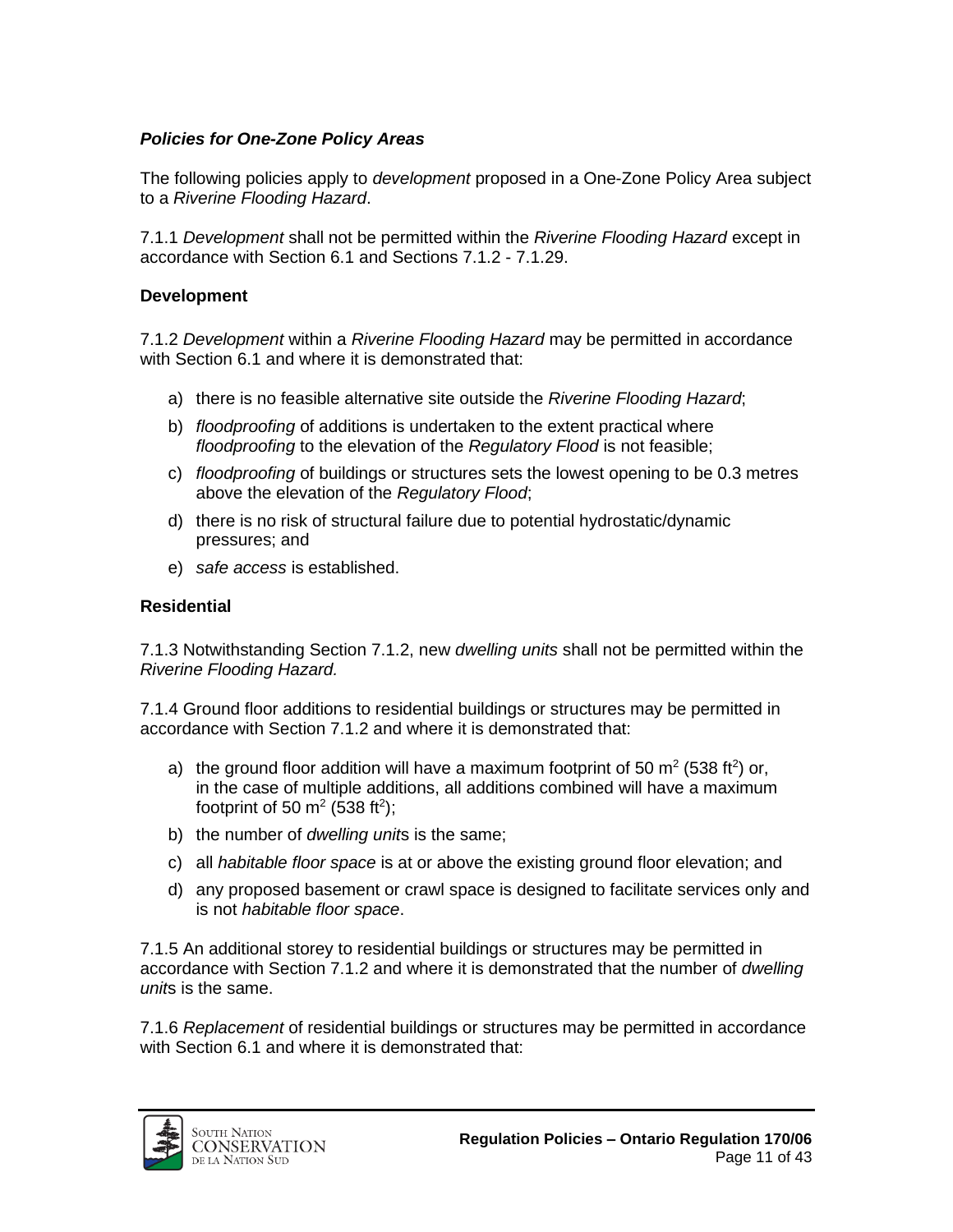***Policies for One-Zone Policy Areas***

The following policies apply to *development* proposed in a One-Zone Policy Area subject to a *Riverine Flooding Hazard*.

7.1.1 *Development* shall not be permitted within the *Riverine Flooding Hazard* except in accordance with Section 6.1 and Sections 7.1.2 - 7.1.29.

**Development**

7.1.2 *Development* within a *Riverine Flooding Hazard* may be permitted in accordance with Section 6.1 and where it is demonstrated that:

a) there is no feasible alternative site outside the *Riverine Flooding Hazard*;

b) *floodproofing* of additions is undertaken to the extent practical where *floodproofing* to the elevation of the *Regulatory Flood* is not feasible;

c) *floodproofing* of buildings or structures sets the lowest opening to be 0.3 metres above the elevation of the *Regulatory Flood*;

d) there is no risk of structural failure due to potential hydrostatic/dynamic pressures; and

e) *safe access* is established.

**Residential**

7.1.3 Notwithstanding Section 7.1.2, new *dwelling units* shall not be permitted within the *Riverine Flooding Hazard.*

7.1.4 Ground floor additions to residential buildings or structures may be permitted in accordance with Section 7.1.2 and where it is demonstrated that:

a) the ground floor addition will have a maximum footprint of 50 $m^2$ (538 $ft^2$) or, in the case of multiple additions, all additions combined will have a maximum footprint of 50 $m^2$ (538 $ft^2$);

b) the number of *dwelling unit*s is the same;

c) all *habitable floor space* is at or above the existing ground floor elevation; and

d) any proposed basement or crawl space is designed to facilitate services only and is not *habitable floor space*.

7.1.5 An additional storey to residential buildings or structures may be permitted in accordance with Section 7.1.2 and where it is demonstrated that the number of *dwelling unit*s is the same.

7.1.6 *Replacement* of residential buildings or structures may be permitted in accordance with Section 6.1 and where it is demonstrated that: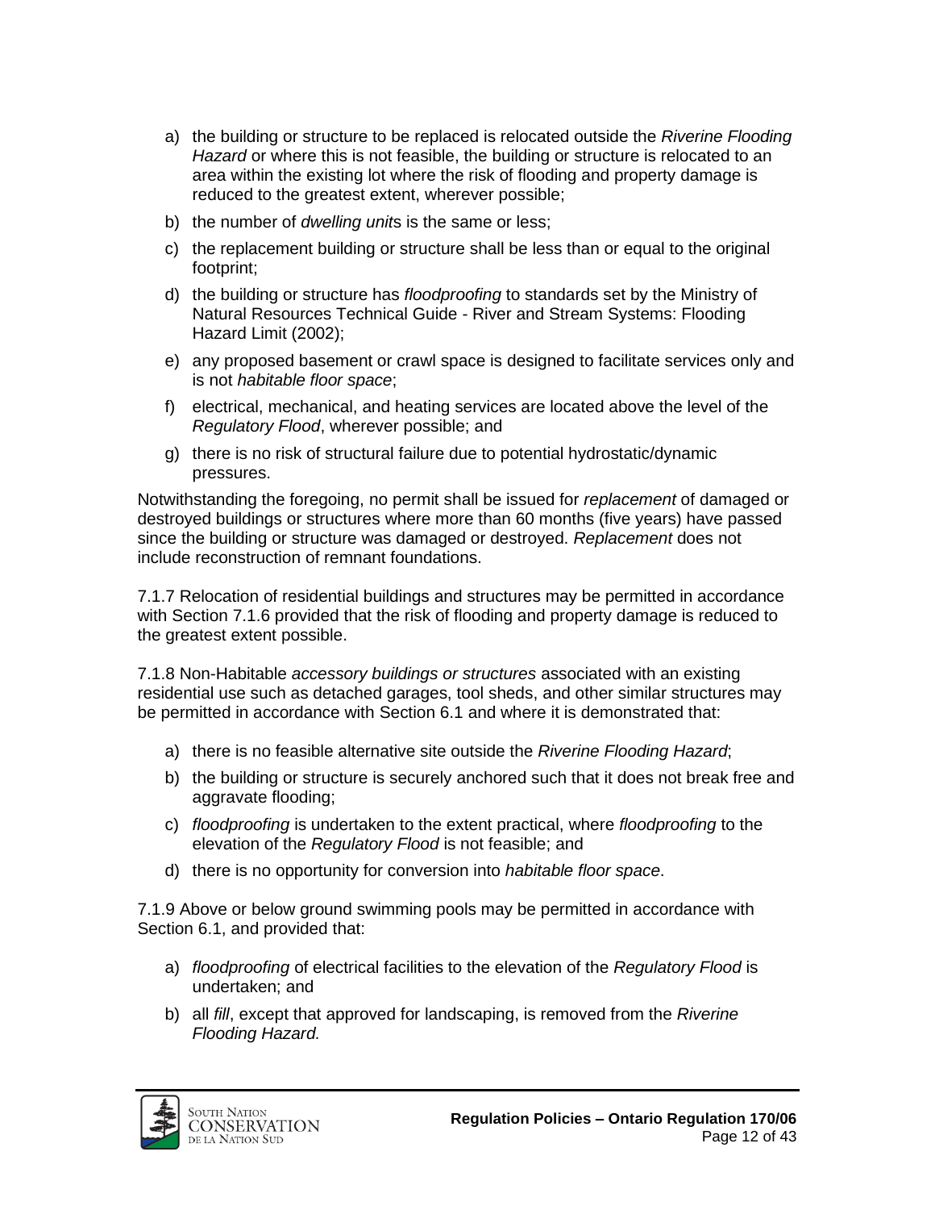a) the building or structure to be replaced is relocated outside the *Riverine Flooding Hazard* or where this is not feasible, the building or structure is relocated to an area within the existing lot where the risk of flooding and property damage is reduced to the greatest extent, wherever possible;

b) the number of *dwelling unit*s is the same or less;

c) the replacement building or structure shall be less than or equal to the original footprint;

d) the building or structure has *floodproofing* to standards set by the Ministry of Natural Resources Technical Guide - River and Stream Systems: Flooding Hazard Limit (2002);

e) any proposed basement or crawl space is designed to facilitate services only and is not *habitable floor space*;

f) electrical, mechanical, and heating services are located above the level of the *Regulatory Flood*, wherever possible; and

g) there is no risk of structural failure due to potential hydrostatic/dynamic pressures.

Notwithstanding the foregoing, no permit shall be issued for *replacement* of damaged or destroyed buildings or structures where more than 60 months (five years) have passed since the building or structure was damaged or destroyed. *Replacement* does not include reconstruction of remnant foundations.

7.1.7 Relocation of residential buildings and structures may be permitted in accordance with Section 7.1.6 provided that the risk of flooding and property damage is reduced to the greatest extent possible.

7.1.8 Non-Habitable *accessory buildings or structures* associated with an existing residential use such as detached garages, tool sheds, and other similar structures may be permitted in accordance with Section 6.1 and where it is demonstrated that:

a) there is no feasible alternative site outside the *Riverine Flooding Hazard*;

b) the building or structure is securely anchored such that it does not break free and aggravate flooding;

c) *floodproofing* is undertaken to the extent practical, where *floodproofing* to the elevation of the *Regulatory Flood* is not feasible; and

d) there is no opportunity for conversion into *habitable floor space*.

7.1.9 Above or below ground swimming pools may be permitted in accordance with Section 6.1, and provided that:

a) *floodproofing* of electrical facilities to the elevation of the *Regulatory Flood* is undertaken; and

b) all *fill*, except that approved for landscaping, is removed from the *Riverine Flooding Hazard.*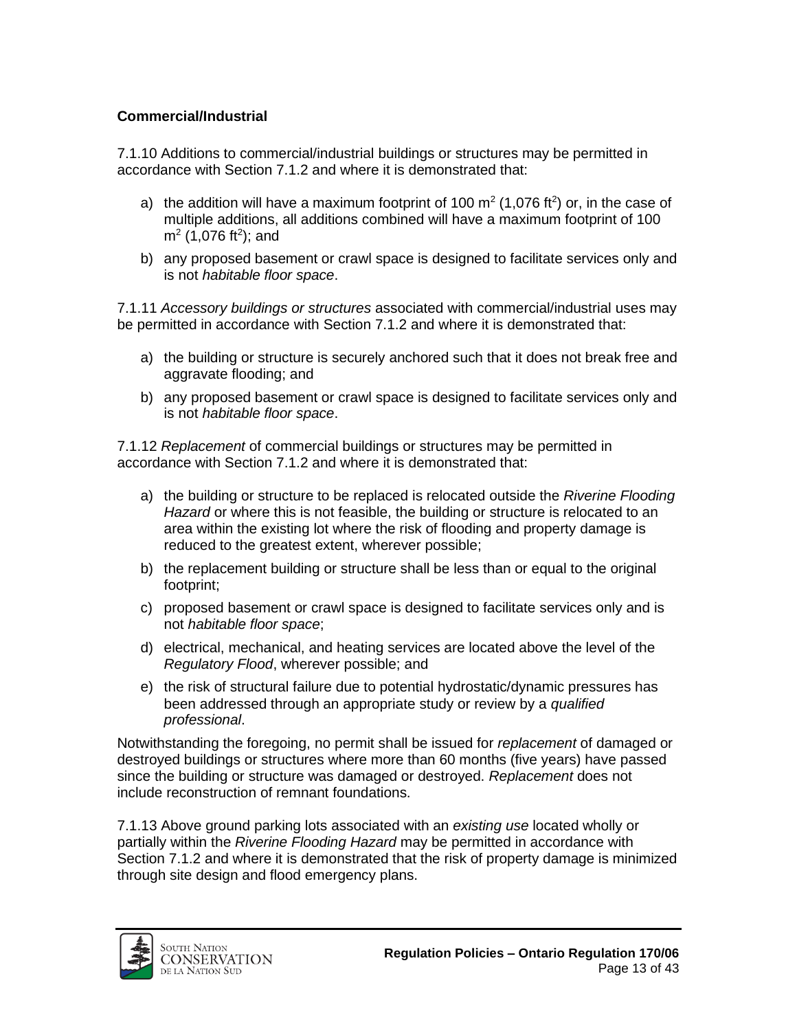**Commercial/Industrial**

7.1.10 Additions to commercial/industrial buildings or structures may be permitted in accordance with Section 7.1.2 and where it is demonstrated that:

a) the addition will have a maximum footprint of 100 $m^2$ (1,076 $ft^2$) or, in the case of multiple additions, all additions combined will have a maximum footprint of 100 $m^2$ (1,076 $ft^2$); and

b) any proposed basement or crawl space is designed to facilitate services only and is not *habitable floor space*.

7.1.11 *Accessory buildings or structures* associated with commercial/industrial uses may be permitted in accordance with Section 7.1.2 and where it is demonstrated that:

a) the building or structure is securely anchored such that it does not break free and aggravate flooding; and

b) any proposed basement or crawl space is designed to facilitate services only and is not *habitable floor space*.

7.1.12 *Replacement* of commercial buildings or structures may be permitted in accordance with Section 7.1.2 and where it is demonstrated that:

a) the building or structure to be replaced is relocated outside the *Riverine Flooding Hazard* or where this is not feasible, the building or structure is relocated to an area within the existing lot where the risk of flooding and property damage is reduced to the greatest extent, wherever possible;

b) the replacement building or structure shall be less than or equal to the original footprint;

c) proposed basement or crawl space is designed to facilitate services only and is not *habitable floor space*;

d) electrical, mechanical, and heating services are located above the level of the *Regulatory Flood*, wherever possible; and

e) the risk of structural failure due to potential hydrostatic/dynamic pressures has been addressed through an appropriate study or review by a *qualified professional*.

Notwithstanding the foregoing, no permit shall be issued for *replacement* of damaged or destroyed buildings or structures where more than 60 months (five years) have passed since the building or structure was damaged or destroyed. *Replacement* does not include reconstruction of remnant foundations.

7.1.13 Above ground parking lots associated with an *existing use* located wholly or partially within the *Riverine Flooding Hazard* may be permitted in accordance with Section 7.1.2 and where it is demonstrated that the risk of property damage is minimized through site design and flood emergency plans.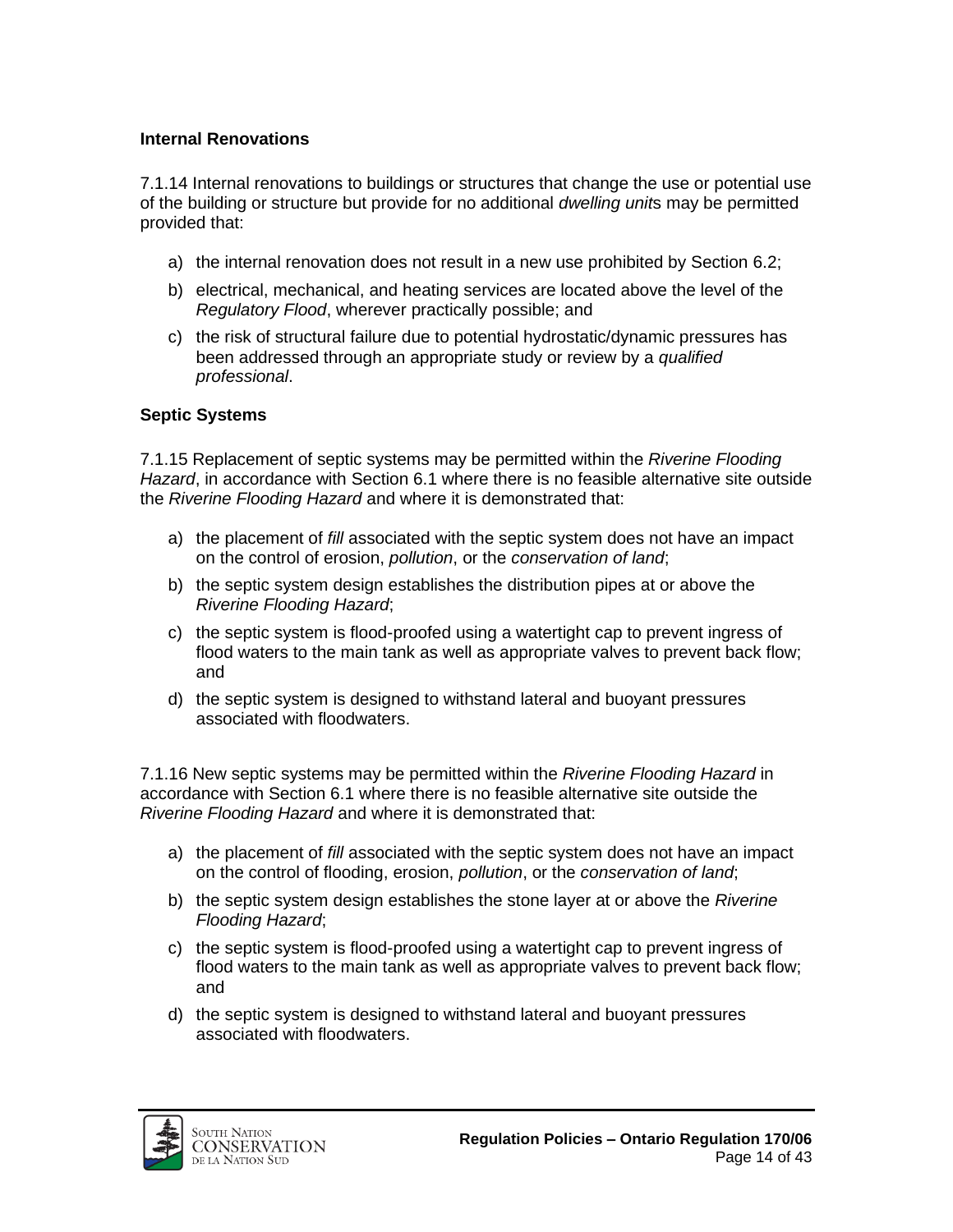### Internal Renovations

7.1.14 Internal renovations to buildings or structures that change the use or potential use of the building or structure but provide for no additional *dwelling unit*s may be permitted provided that:

a) the internal renovation does not result in a new use prohibited by Section 6.2;

b) electrical, mechanical, and heating services are located above the level of the *Regulatory Flood*, wherever practically possible; and

c) the risk of structural failure due to potential hydrostatic/dynamic pressures has been addressed through an appropriate study or review by a *qualified professional*.

### Septic Systems

7.1.15 Replacement of septic systems may be permitted within the *Riverine Flooding Hazard*, in accordance with Section 6.1 where there is no feasible alternative site outside the *Riverine Flooding Hazard* and where it is demonstrated that:

a) the placement of *fill* associated with the septic system does not have an impact on the control of erosion, *pollution*, or the *conservation of land*;

b) the septic system design establishes the distribution pipes at or above the *Riverine Flooding Hazard*;

c) the septic system is flood-proofed using a watertight cap to prevent ingress of flood waters to the main tank as well as appropriate valves to prevent back flow; and

d) the septic system is designed to withstand lateral and buoyant pressures associated with floodwaters.

7.1.16 New septic systems may be permitted within the *Riverine Flooding Hazard* in accordance with Section 6.1 where there is no feasible alternative site outside the *Riverine Flooding Hazard* and where it is demonstrated that:

a) the placement of *fill* associated with the septic system does not have an impact on the control of flooding, erosion, *pollution*, or the *conservation of land*;

b) the septic system design establishes the stone layer at or above the *Riverine Flooding Hazard*;

c) the septic system is flood-proofed using a watertight cap to prevent ingress of flood waters to the main tank as well as appropriate valves to prevent back flow; and

d) the septic system is designed to withstand lateral and buoyant pressures associated with floodwaters.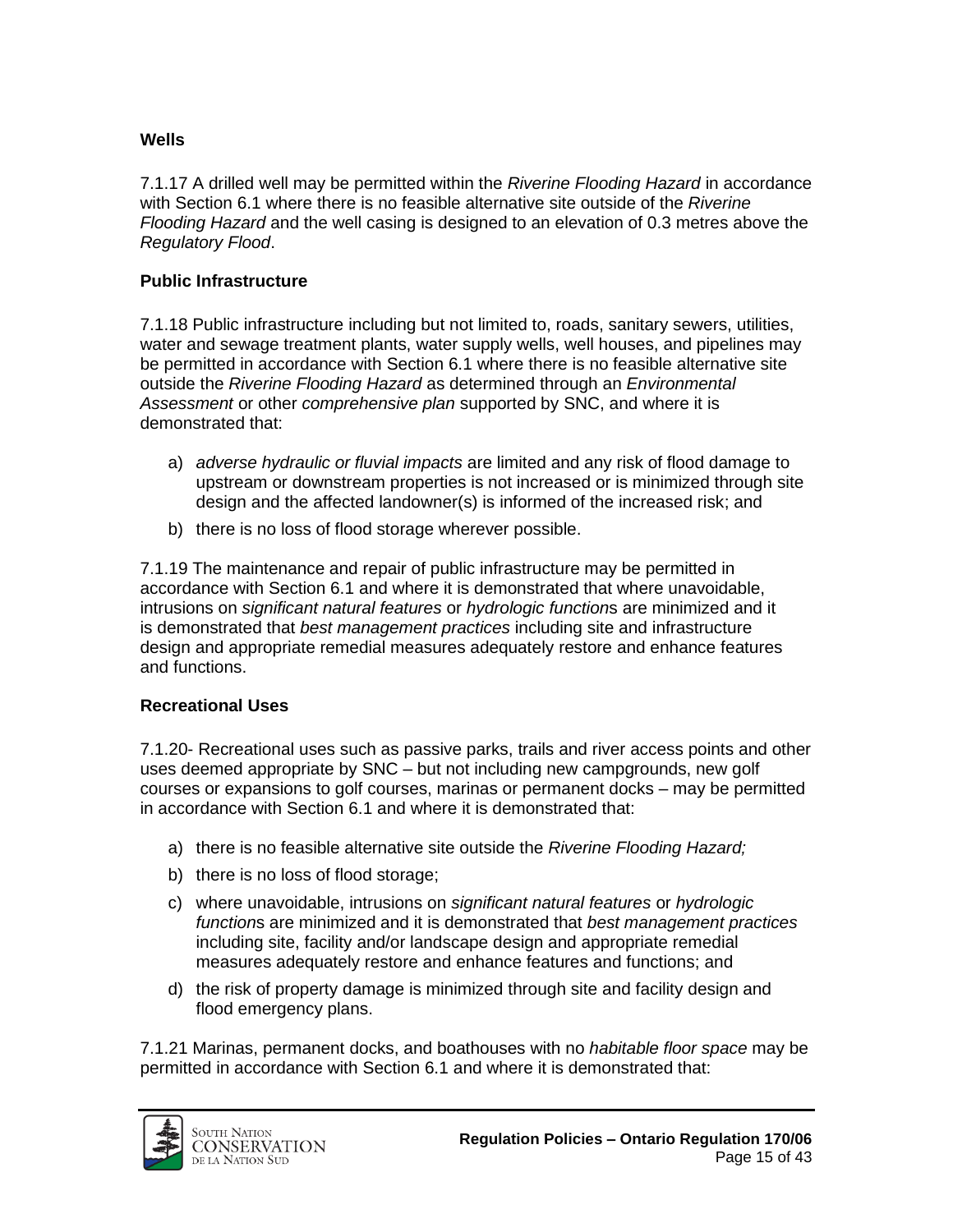**Wells**

7.1.17 A drilled well may be permitted within the *Riverine Flooding Hazard* in accordance with Section 6.1 where there is no feasible alternative site outside of the *Riverine Flooding Hazard* and the well casing is designed to an elevation of 0.3 metres above the *Regulatory Flood*.

**Public Infrastructure**

7.1.18 Public infrastructure including but not limited to, roads, sanitary sewers, utilities, water and sewage treatment plants, water supply wells, well houses, and pipelines may be permitted in accordance with Section 6.1 where there is no feasible alternative site outside the *Riverine Flooding Hazard* as determined through an *Environmental Assessment* or other *comprehensive plan* supported by SNC, and where it is demonstrated that:

a) *adverse hydraulic or fluvial impacts* are limited and any risk of flood damage to upstream or downstream properties is not increased or is minimized through site design and the affected landowner(s) is informed of the increased risk; and

b) there is no loss of flood storage wherever possible.

7.1.19 The maintenance and repair of public infrastructure may be permitted in accordance with Section 6.1 and where it is demonstrated that where unavoidable, intrusions on *significant natural features* or *hydrologic function*s are minimized and it is demonstrated that *best management practices* including site and infrastructure design and appropriate remedial measures adequately restore and enhance features and functions.

**Recreational Uses**

7.1.20- Recreational uses such as passive parks, trails and river access points and other uses deemed appropriate by SNC – but not including new campgrounds, new golf courses or expansions to golf courses, marinas or permanent docks – may be permitted in accordance with Section 6.1 and where it is demonstrated that:

a) there is no feasible alternative site outside the *Riverine Flooding Hazard;*

b) there is no loss of flood storage;

c) where unavoidable, intrusions on *significant natural features* or *hydrologic function*s are minimized and it is demonstrated that *best management practices* including site, facility and/or landscape design and appropriate remedial measures adequately restore and enhance features and functions; and

d) the risk of property damage is minimized through site and facility design and flood emergency plans.

7.1.21 Marinas, permanent docks, and boathouses with no *habitable floor space* may be permitted in accordance with Section 6.1 and where it is demonstrated that: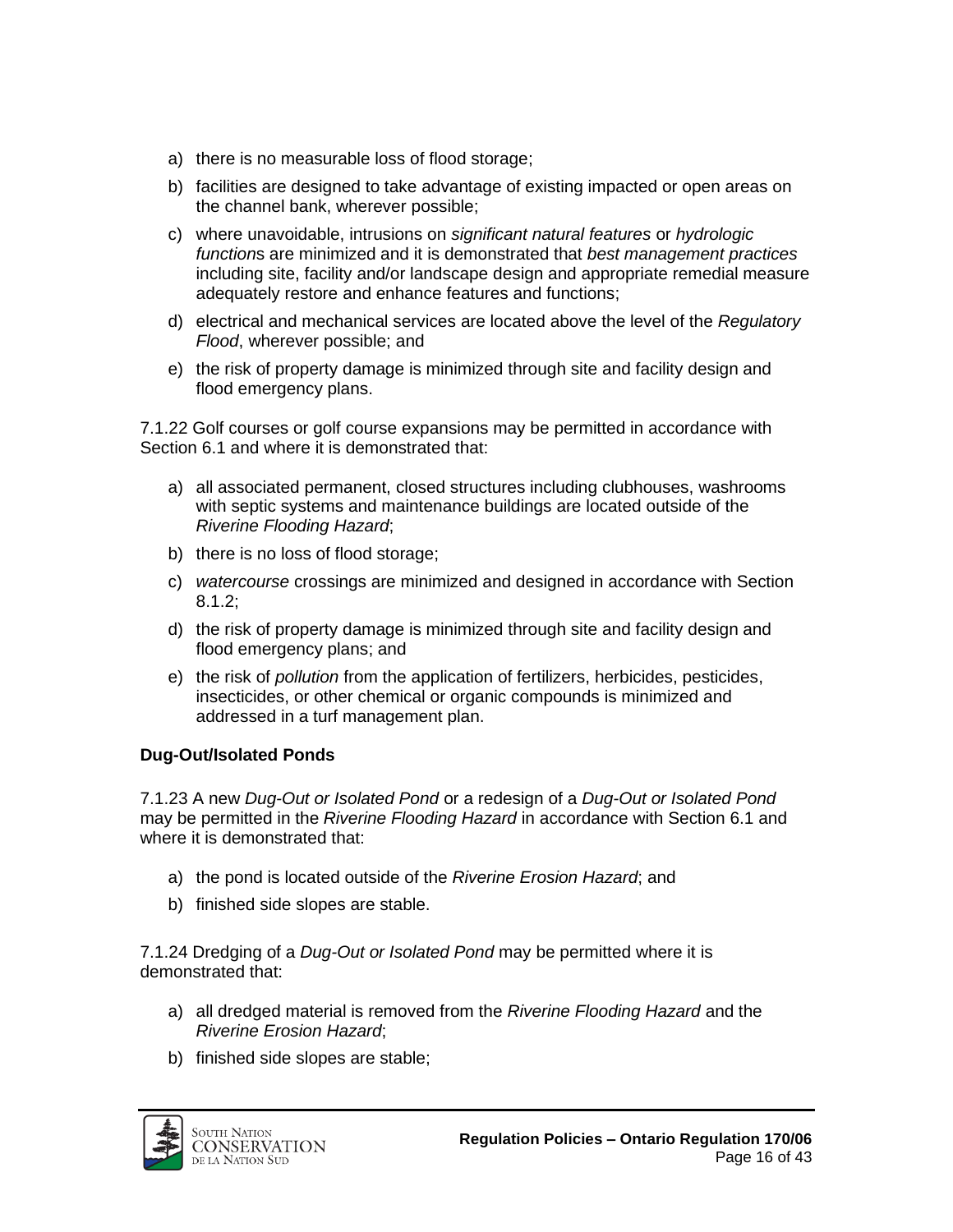a) there is no measurable loss of flood storage;

b) facilities are designed to take advantage of existing impacted or open areas on the channel bank, wherever possible;

c) where unavoidable, intrusions on *significant natural features* or *hydrologic function*s are minimized and it is demonstrated that *best management practices* including site, facility and/or landscape design and appropriate remedial measure adequately restore and enhance features and functions;

d) electrical and mechanical services are located above the level of the *Regulatory Flood*, wherever possible; and

e) the risk of property damage is minimized through site and facility design and flood emergency plans.

7.1.22 Golf courses or golf course expansions may be permitted in accordance with Section 6.1 and where it is demonstrated that:

a) all associated permanent, closed structures including clubhouses, washrooms with septic systems and maintenance buildings are located outside of the *Riverine Flooding Hazard*;

b) there is no loss of flood storage;

c) *watercourse* crossings are minimized and designed in accordance with Section 8.1.2;

d) the risk of property damage is minimized through site and facility design and flood emergency plans; and

e) the risk of *pollution* from the application of fertilizers, herbicides, pesticides, insecticides, or other chemical or organic compounds is minimized and addressed in a turf management plan.

**Dug-Out/Isolated Ponds**

7.1.23 A new *Dug-Out or Isolated Pond* or a redesign of a *Dug-Out or Isolated Pond* may be permitted in the *Riverine Flooding Hazard* in accordance with Section 6.1 and where it is demonstrated that:

a) the pond is located outside of the *Riverine Erosion Hazard*; and

b) finished side slopes are stable.

7.1.24 Dredging of a *Dug-Out or Isolated Pond* may be permitted where it is demonstrated that:

a) all dredged material is removed from the *Riverine Flooding Hazard* and the *Riverine Erosion Hazard*;

b) finished side slopes are stable;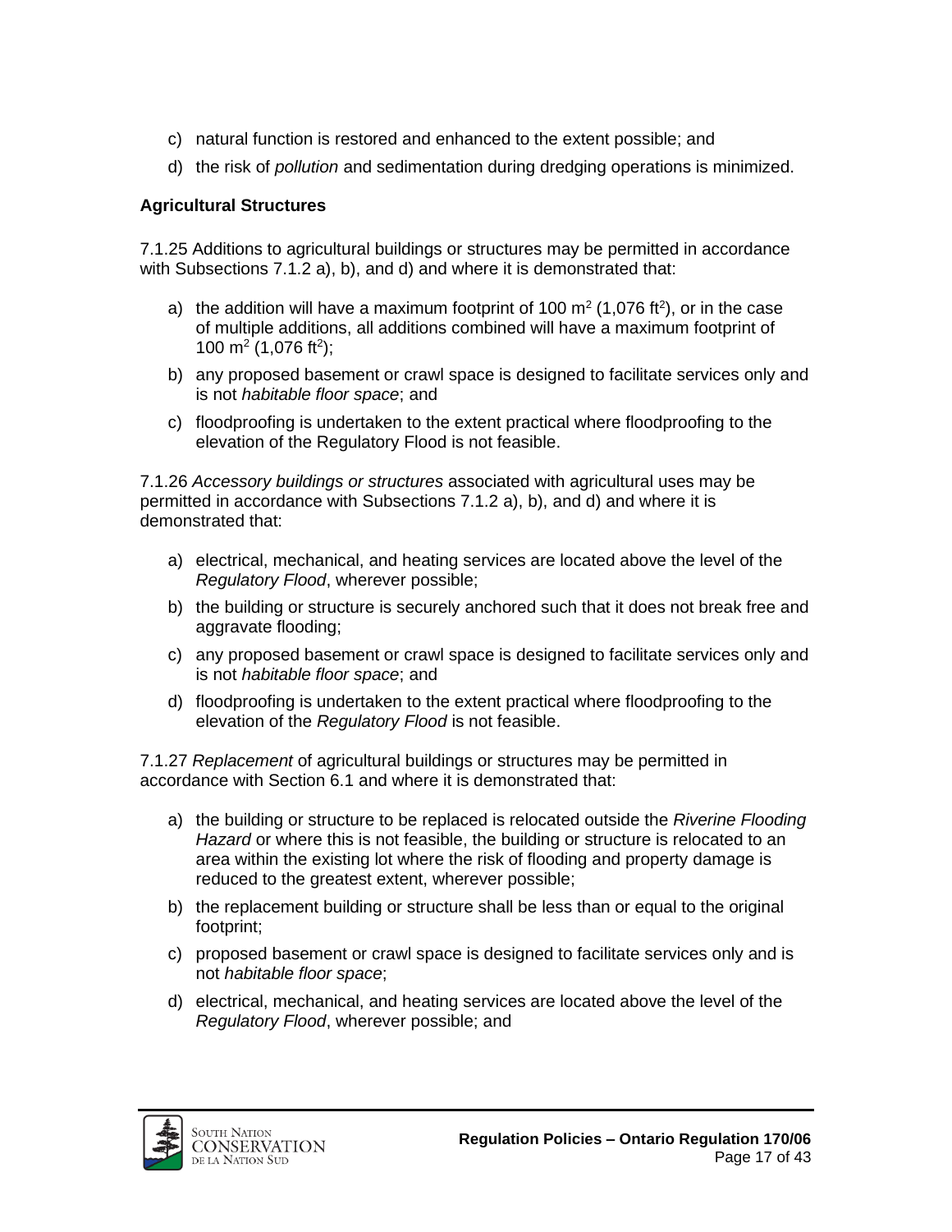c) natural function is restored and enhanced to the extent possible; and
d) the risk of *pollution* and sedimentation during dredging operations is minimized.

**Agricultural Structures**

7.1.25 Additions to agricultural buildings or structures may be permitted in accordance with Subsections 7.1.2 a), b), and d) and where it is demonstrated that:

a) the addition will have a maximum footprint of 100 $m^2$ (1,076 $ft^2$), or in the case of multiple additions, all additions combined will have a maximum footprint of 100 $m^2$ (1,076 $ft^2$);
b) any proposed basement or crawl space is designed to facilitate services only and is not *habitable floor space*; and
c) floodproofing is undertaken to the extent practical where floodproofing to the elevation of the Regulatory Flood is not feasible.

7.1.26 *Accessory buildings or structures* associated with agricultural uses may be permitted in accordance with Subsections 7.1.2 a), b), and d) and where it is demonstrated that:

a) electrical, mechanical, and heating services are located above the level of the *Regulatory Flood*, wherever possible;
b) the building or structure is securely anchored such that it does not break free and aggravate flooding;
c) any proposed basement or crawl space is designed to facilitate services only and is not *habitable floor space*; and
d) floodproofing is undertaken to the extent practical where floodproofing to the elevation of the *Regulatory Flood* is not feasible.

7.1.27 *Replacement* of agricultural buildings or structures may be permitted in accordance with Section 6.1 and where it is demonstrated that:

a) the building or structure to be replaced is relocated outside the *Riverine Flooding Hazard* or where this is not feasible, the building or structure is relocated to an area within the existing lot where the risk of flooding and property damage is reduced to the greatest extent, wherever possible;
b) the replacement building or structure shall be less than or equal to the original footprint;
c) proposed basement or crawl space is designed to facilitate services only and is not *habitable floor space*;
d) electrical, mechanical, and heating services are located above the level of the *Regulatory Flood*, wherever possible; and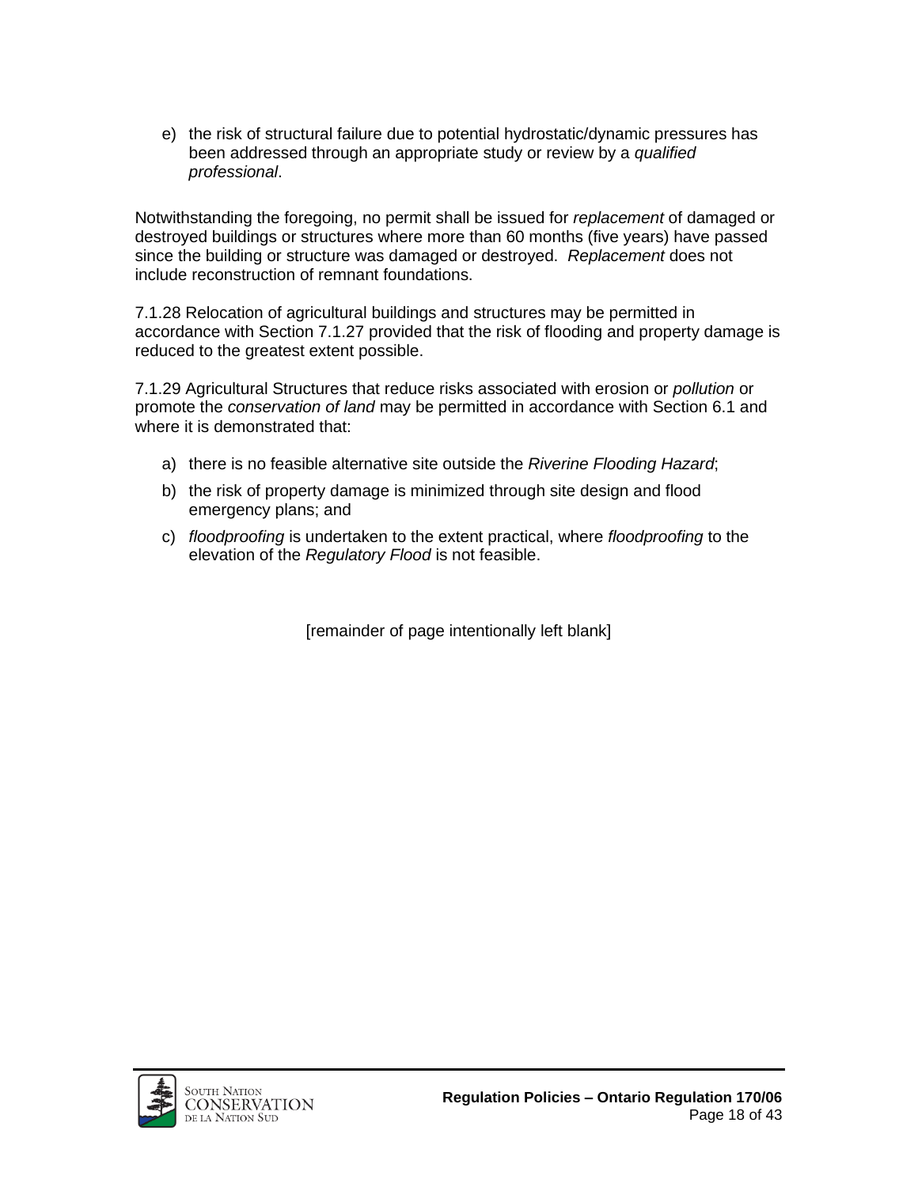e) the risk of structural failure due to potential hydrostatic/dynamic pressures has been addressed through an appropriate study or review by a *qualified professional*.

Notwithstanding the foregoing, no permit shall be issued for *replacement* of damaged or destroyed buildings or structures where more than 60 months (five years) have passed since the building or structure was damaged or destroyed. *Replacement* does not include reconstruction of remnant foundations.

7.1.28 Relocation of agricultural buildings and structures may be permitted in accordance with Section 7.1.27 provided that the risk of flooding and property damage is reduced to the greatest extent possible.

7.1.29 Agricultural Structures that reduce risks associated with erosion or *pollution* or promote the *conservation of land* may be permitted in accordance with Section 6.1 and where it is demonstrated that:

a) there is no feasible alternative site outside the *Riverine Flooding Hazard*;

b) the risk of property damage is minimized through site design and flood emergency plans; and

c) *floodproofing* is undertaken to the extent practical, where *floodproofing* to the elevation of the *Regulatory Flood* is not feasible.

[remainder of page intentionally left blank]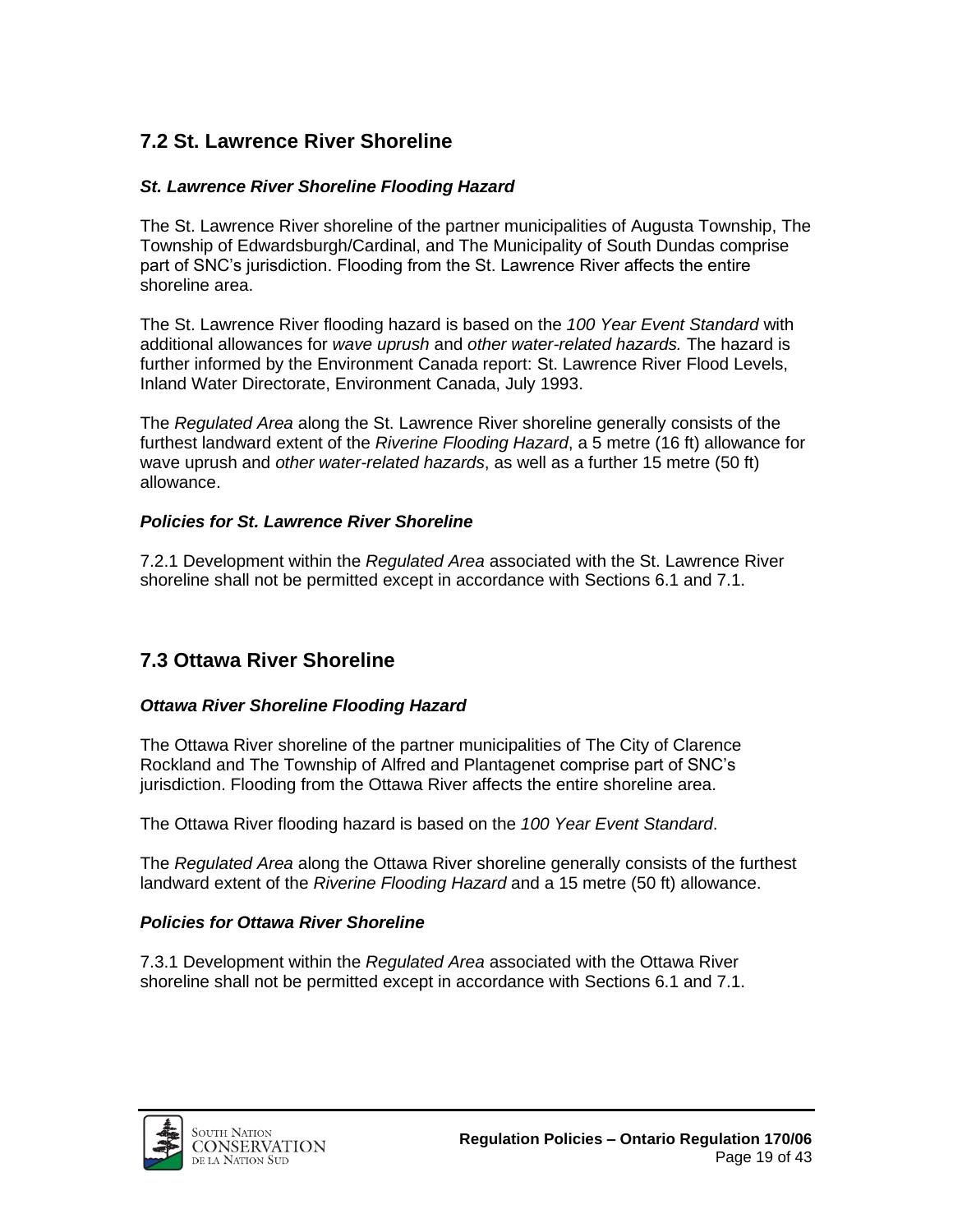## 7.2 St. Lawrence River Shoreline

### *St. Lawrence River Shoreline Flooding Hazard*

The St. Lawrence River shoreline of the partner municipalities of Augusta Township, The Township of Edwardsburgh/Cardinal, and The Municipality of South Dundas comprise part of SNC's jurisdiction. Flooding from the St. Lawrence River affects the entire shoreline area.

The St. Lawrence River flooding hazard is based on the *100 Year Event Standard* with additional allowances for *wave uprush* and *other water-related hazards.* The hazard is further informed by the Environment Canada report: St. Lawrence River Flood Levels, Inland Water Directorate, Environment Canada, July 1993.

The *Regulated Area* along the St. Lawrence River shoreline generally consists of the furthest landward extent of the *Riverine Flooding Hazard*, a 5 metre (16 ft) allowance for wave uprush and *other water-related hazards*, as well as a further 15 metre (50 ft) allowance.

### *Policies for St. Lawrence River Shoreline*

7.2.1 Development within the *Regulated Area* associated with the St. Lawrence River shoreline shall not be permitted except in accordance with Sections 6.1 and 7.1.

## 7.3 Ottawa River Shoreline

### *Ottawa River Shoreline Flooding Hazard*

The Ottawa River shoreline of the partner municipalities of The City of Clarence Rockland and The Township of Alfred and Plantagenet comprise part of SNC's jurisdiction. Flooding from the Ottawa River affects the entire shoreline area.

The Ottawa River flooding hazard is based on the *100 Year Event Standard*.

The *Regulated Area* along the Ottawa River shoreline generally consists of the furthest landward extent of the *Riverine Flooding Hazard* and a 15 metre (50 ft) allowance.

### *Policies for Ottawa River Shoreline*

7.3.1 Development within the *Regulated Area* associated with the Ottawa River shoreline shall not be permitted except in accordance with Sections 6.1 and 7.1.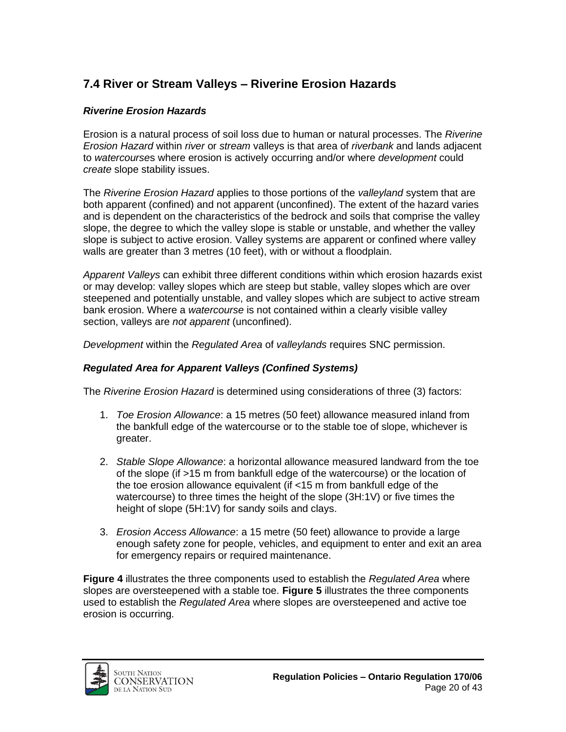## 7.4 River or Stream Valleys – Riverine Erosion Hazards

### *Riverine Erosion Hazards*

Erosion is a natural process of soil loss due to human or natural processes. The *Riverine Erosion Hazard* within *river* or *stream* valleys is that area of *riverbank* and lands adjacent to *watercourse*s where erosion is actively occurring and/or where *development* could *create* slope stability issues.

The *Riverine Erosion Hazard* applies to those portions of the *valleyland* system that are both apparent (confined) and not apparent (unconfined). The extent of the hazard varies and is dependent on the characteristics of the bedrock and soils that comprise the valley slope, the degree to which the valley slope is stable or unstable, and whether the valley slope is subject to active erosion. Valley systems are apparent or confined where valley walls are greater than 3 metres (10 feet), with or without a floodplain.

*Apparent Valleys* can exhibit three different conditions within which erosion hazards exist or may develop: valley slopes which are steep but stable, valley slopes which are over steepened and potentially unstable, and valley slopes which are subject to active stream bank erosion. Where a *watercourse* is not contained within a clearly visible valley section, valleys are *not apparent* (unconfined).

*Development* within the *Regulated Area* of *valleylands* requires SNC permission.

### *Regulated Area for Apparent Valleys (Confined Systems)*

The *Riverine Erosion Hazard* is determined using considerations of three (3) factors:

1. *Toe Erosion Allowance*: a 15 metres (50 feet) allowance measured inland from the bankfull edge of the watercourse or to the stable toe of slope, whichever is greater.

2. *Stable Slope Allowance*: a horizontal allowance measured landward from the toe of the slope (if >15 m from bankfull edge of the watercourse) or the location of the toe erosion allowance equivalent (if <15 m from bankfull edge of the watercourse) to three times the height of the slope (3H:1V) or five times the height of slope (5H:1V) for sandy soils and clays.

3. *Erosion Access Allowance*: a 15 metre (50 feet) allowance to provide a large enough safety zone for people, vehicles, and equipment to enter and exit an area for emergency repairs or required maintenance.

**Figure 4** illustrates the three components used to establish the *Regulated Area* where slopes are oversteepened with a stable toe. **Figure 5** illustrates the three components used to establish the *Regulated Area* where slopes are oversteepened and active toe erosion is occurring.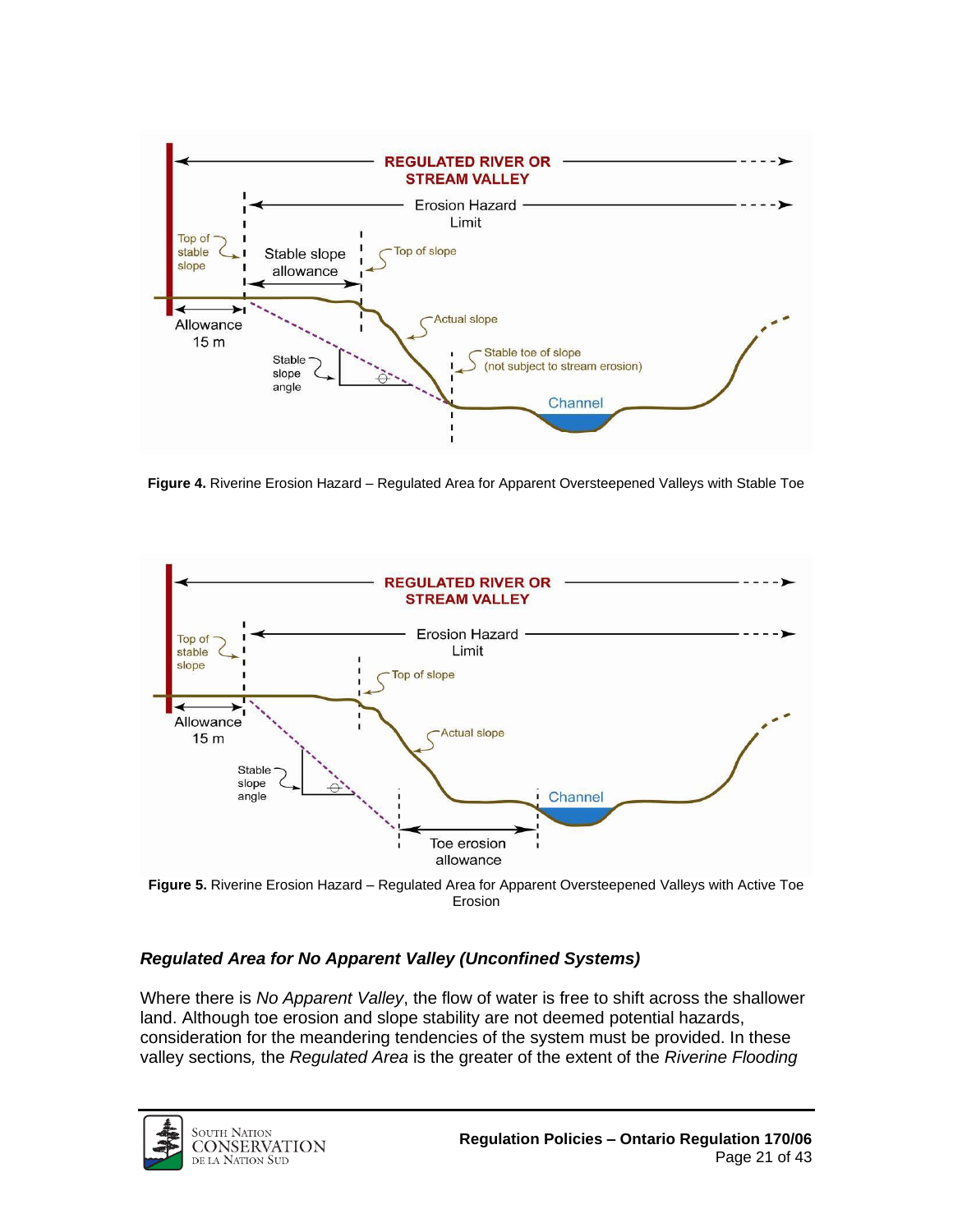**Figure 4.** Riverine Erosion Hazard – Regulated Area for Apparent Oversteepened Valleys with Stable Toe

**Figure 5.** Riverine Erosion Hazard – Regulated Area for Apparent Oversteepened Valleys with Active Toe Erosion

### *Regulated Area for No Apparent Valley (Unconfined Systems)*

Where there is *No Apparent Valley*, the flow of water is free to shift across the shallower land. Although toe erosion and slope stability are not deemed potential hazards, consideration for the meandering tendencies of the system must be provided. In these valley sections, the *Regulated Area* is the greater of the extent of the *Riverine Flooding*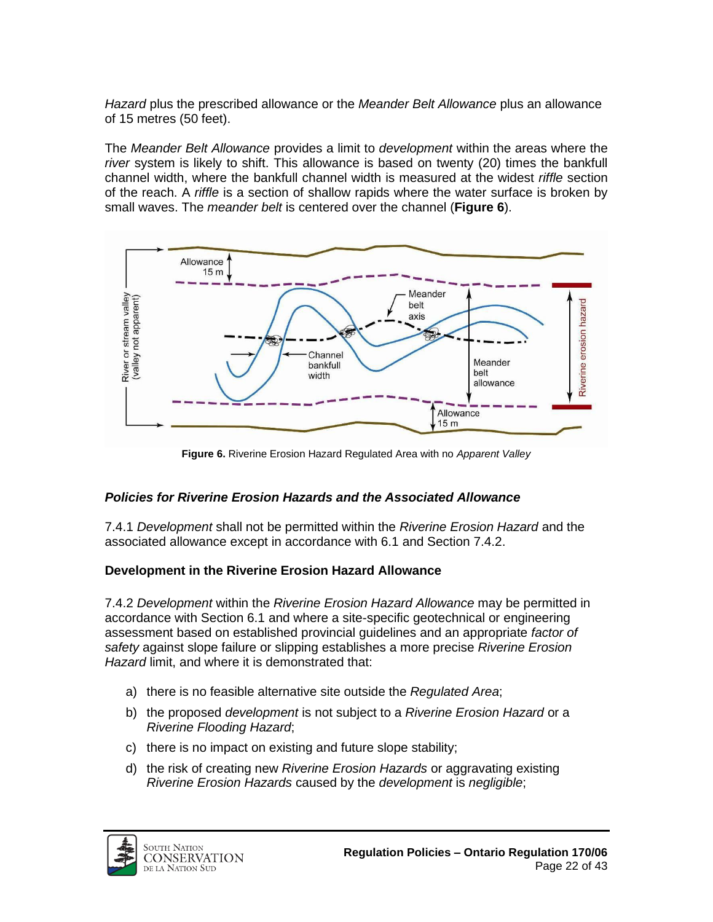*Hazard* plus the prescribed allowance or the *Meander Belt Allowance* plus an allowance of 15 metres (50 feet).

The *Meander Belt Allowance* provides a limit to *development* within the areas where the *river* system is likely to shift. This allowance is based on twenty (20) times the bankfull channel width, where the bankfull channel width is measured at the widest *riffle* section of the reach. A *riffle* is a section of shallow rapids where the water surface is broken by small waves. The *meander belt* is centered over the channel (**Figure 6**).

**Figure 6.** Riverine Erosion Hazard Regulated Area with no *Apparent Valley*

### *Policies for Riverine Erosion Hazards and the Associated Allowance*

7.4.1 *Development* shall not be permitted within the *Riverine Erosion Hazard* and the associated allowance except in accordance with 6.1 and Section 7.4.2.

#### Development in the Riverine Erosion Hazard Allowance

7.4.2 *Development* within the *Riverine Erosion Hazard Allowance* may be permitted in accordance with Section 6.1 and where a site-specific geotechnical or engineering assessment based on established provincial guidelines and an appropriate *factor of safety* against slope failure or slipping establishes a more precise *Riverine Erosion Hazard* limit, and where it is demonstrated that:

a) there is no feasible alternative site outside the *Regulated Area*;

b) the proposed *development* is not subject to a *Riverine Erosion Hazard* or a *Riverine Flooding Hazard*;

c) there is no impact on existing and future slope stability;

d) the risk of creating new *Riverine Erosion Hazards* or aggravating existing *Riverine Erosion Hazards* caused by the *development* is *negligible*;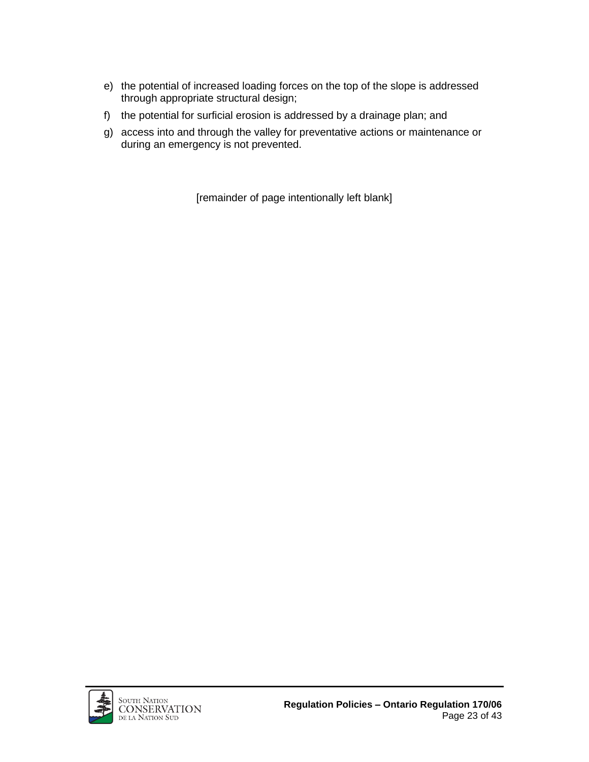e) the potential of increased loading forces on the top of the slope is addressed through appropriate structural design;

f) the potential for surficial erosion is addressed by a drainage plan; and

g) access into and through the valley for preventative actions or maintenance or during an emergency is not prevented.

[remainder of page intentionally left blank]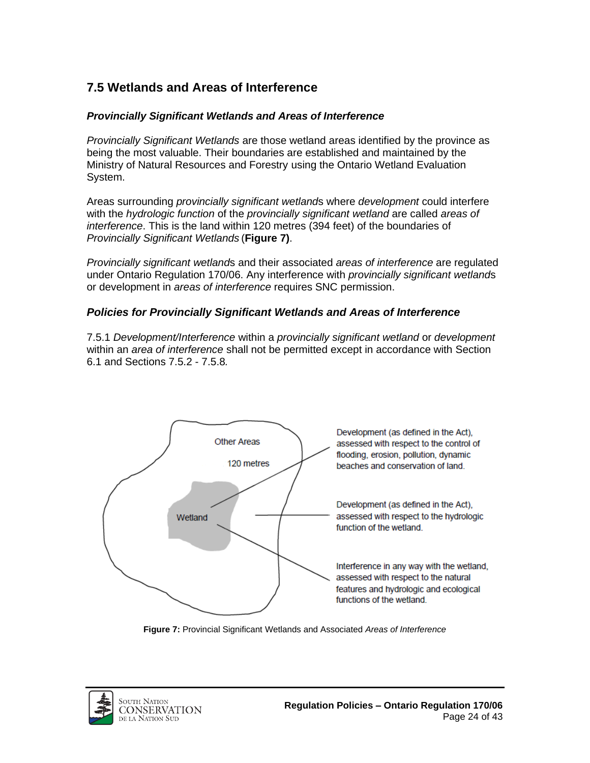## 7.5 Wetlands and Areas of Interference

### *Provincially Significant Wetlands and Areas of Interference*

*Provincially Significant Wetlands* are those wetland areas identified by the province as being the most valuable. Their boundaries are established and maintained by the Ministry of Natural Resources and Forestry using the Ontario Wetland Evaluation System.

Areas surrounding *provincially significant wetland*s where *development* could interfere with the *hydrologic function* of the *provincially significant wetland* are called *areas of interference*. This is the land within 120 metres (394 feet) of the boundaries of *Provincially Significant Wetlands* (**Figure 7)**.

*Provincially significant wetland*s and their associated *areas of interference* are regulated under Ontario Regulation 170/06. Any interference with *provincially significant wetland*s or development in *areas of interference* requires SNC permission.

### *Policies for Provincially Significant Wetlands and Areas of Interference*

7.5.1 *Development/Interference* within a *provincially significant wetland* or *development* within an *area of interference* shall not be permitted except in accordance with Section 6.1 and Sections 7.5.2 - 7.5.8*.*

Other Areas — Development (as defined in the Act), assessed with respect to the control of flooding, erosion, pollution, dynamic beaches and conservation of land.

120 metres — Development (as defined in the Act), assessed with respect to the hydrologic function of the wetland.

Wetland — Interference in any way with the wetland, assessed with respect to the natural features and hydrologic and ecological functions of the wetland.

**Figure 7:** Provincial Significant Wetlands and Associated *Areas of Interference*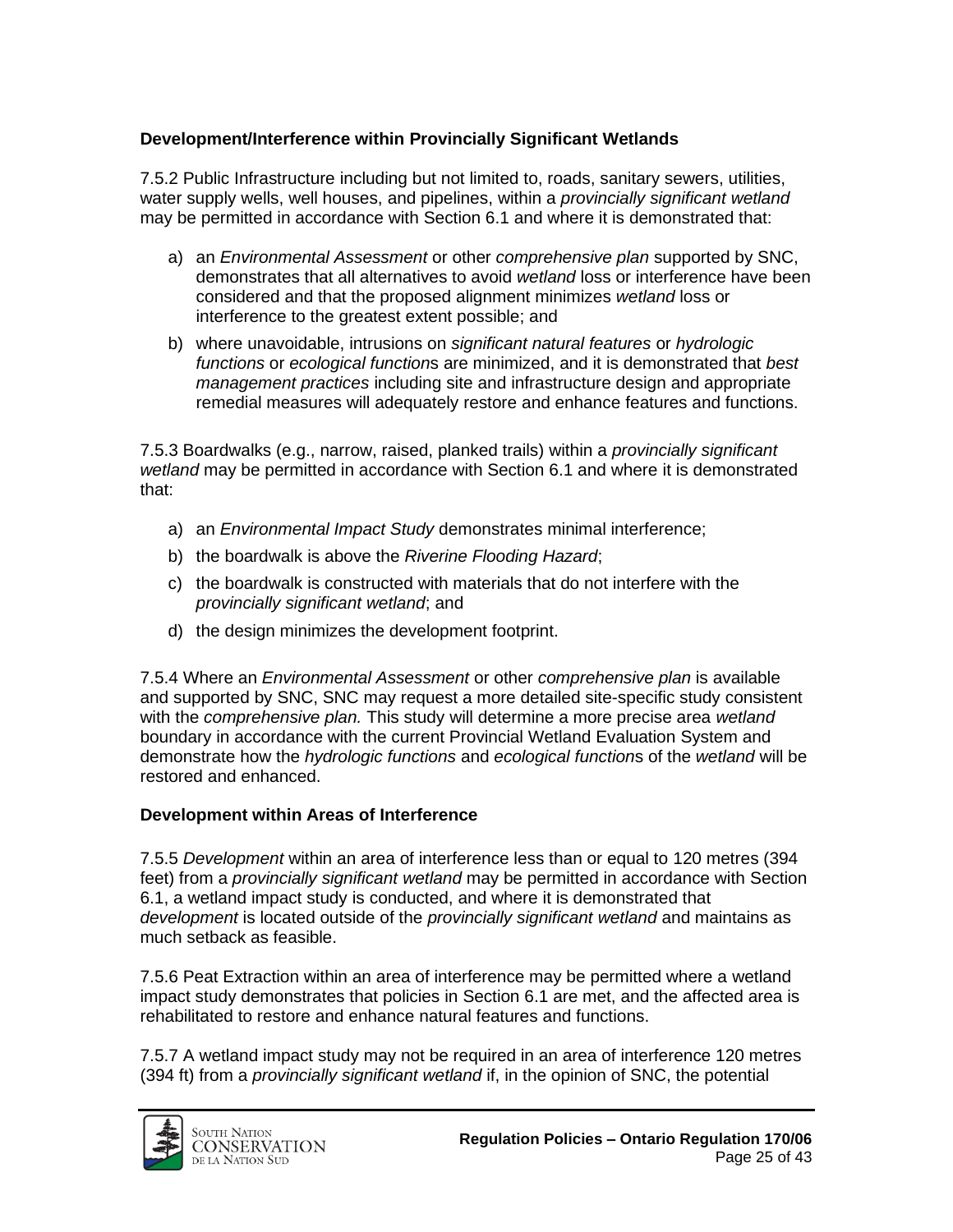**Development/Interference within Provincially Significant Wetlands**

7.5.2 Public Infrastructure including but not limited to, roads, sanitary sewers, utilities, water supply wells, well houses, and pipelines, within a *provincially significant wetland* may be permitted in accordance with Section 6.1 and where it is demonstrated that:

a) an *Environmental Assessment* or other *comprehensive plan* supported by SNC, demonstrates that all alternatives to avoid *wetland* loss or interference have been considered and that the proposed alignment minimizes *wetland* loss or interference to the greatest extent possible; and

b) where unavoidable, intrusions on *significant natural features* or *hydrologic functions* or *ecological function*s are minimized, and it is demonstrated that *best management practices* including site and infrastructure design and appropriate remedial measures will adequately restore and enhance features and functions.

7.5.3 Boardwalks (e.g., narrow, raised, planked trails) within a *provincially significant wetland* may be permitted in accordance with Section 6.1 and where it is demonstrated that:

a) an *Environmental Impact Study* demonstrates minimal interference;

b) the boardwalk is above the *Riverine Flooding Hazard*;

c) the boardwalk is constructed with materials that do not interfere with the *provincially significant wetland*; and

d) the design minimizes the development footprint.

7.5.4 Where an *Environmental Assessment* or other *comprehensive plan* is available and supported by SNC, SNC may request a more detailed site-specific study consistent with the *comprehensive plan.* This study will determine a more precise area *wetland* boundary in accordance with the current Provincial Wetland Evaluation System and demonstrate how the *hydrologic functions* and *ecological function*s of the *wetland* will be restored and enhanced.

**Development within Areas of Interference**

7.5.5 *Development* within an area of interference less than or equal to 120 metres (394 feet) from a *provincially significant wetland* may be permitted in accordance with Section 6.1, a wetland impact study is conducted, and where it is demonstrated that *development* is located outside of the *provincially significant wetland* and maintains as much setback as feasible.

7.5.6 Peat Extraction within an area of interference may be permitted where a wetland impact study demonstrates that policies in Section 6.1 are met, and the affected area is rehabilitated to restore and enhance natural features and functions.

7.5.7 A wetland impact study may not be required in an area of interference 120 metres (394 ft) from a *provincially significant wetland* if, in the opinion of SNC, the potential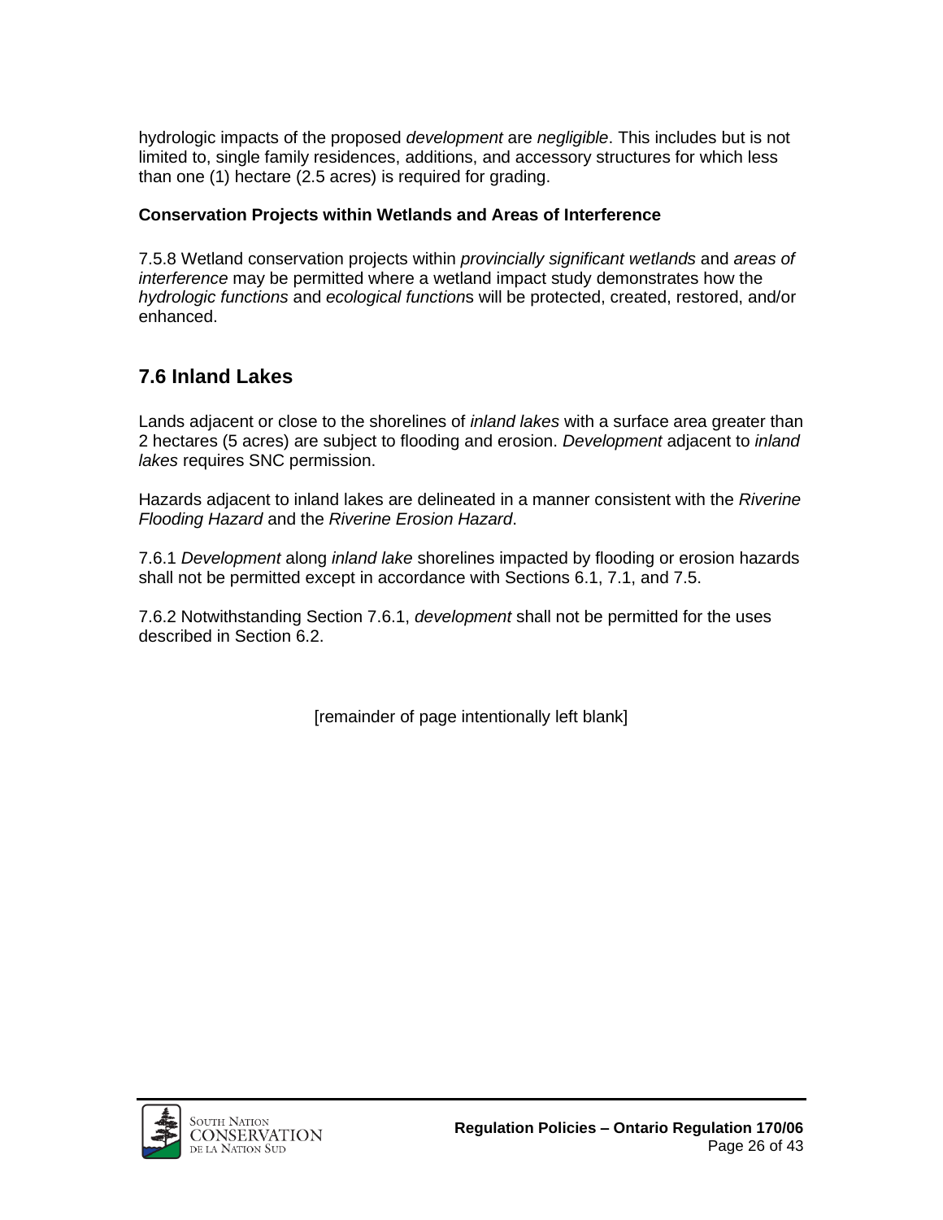hydrologic impacts of the proposed *development* are *negligible*. This includes but is not limited to, single family residences, additions, and accessory structures for which less than one (1) hectare (2.5 acres) is required for grading.

**Conservation Projects within Wetlands and Areas of Interference**

7.5.8 Wetland conservation projects within *provincially significant wetlands* and *areas of interference* may be permitted where a wetland impact study demonstrates how the *hydrologic functions* and *ecological function*s will be protected, created, restored, and/or enhanced.

## 7.6 Inland Lakes

Lands adjacent or close to the shorelines of *inland lakes* with a surface area greater than 2 hectares (5 acres) are subject to flooding and erosion. *Development* adjacent to *inland lakes* requires SNC permission.

Hazards adjacent to inland lakes are delineated in a manner consistent with the *Riverine Flooding Hazard* and the *Riverine Erosion Hazard*.

7.6.1 *Development* along *inland lake* shorelines impacted by flooding or erosion hazards shall not be permitted except in accordance with Sections 6.1, 7.1, and 7.5.

7.6.2 Notwithstanding Section 7.6.1, *development* shall not be permitted for the uses described in Section 6.2.

[remainder of page intentionally left blank]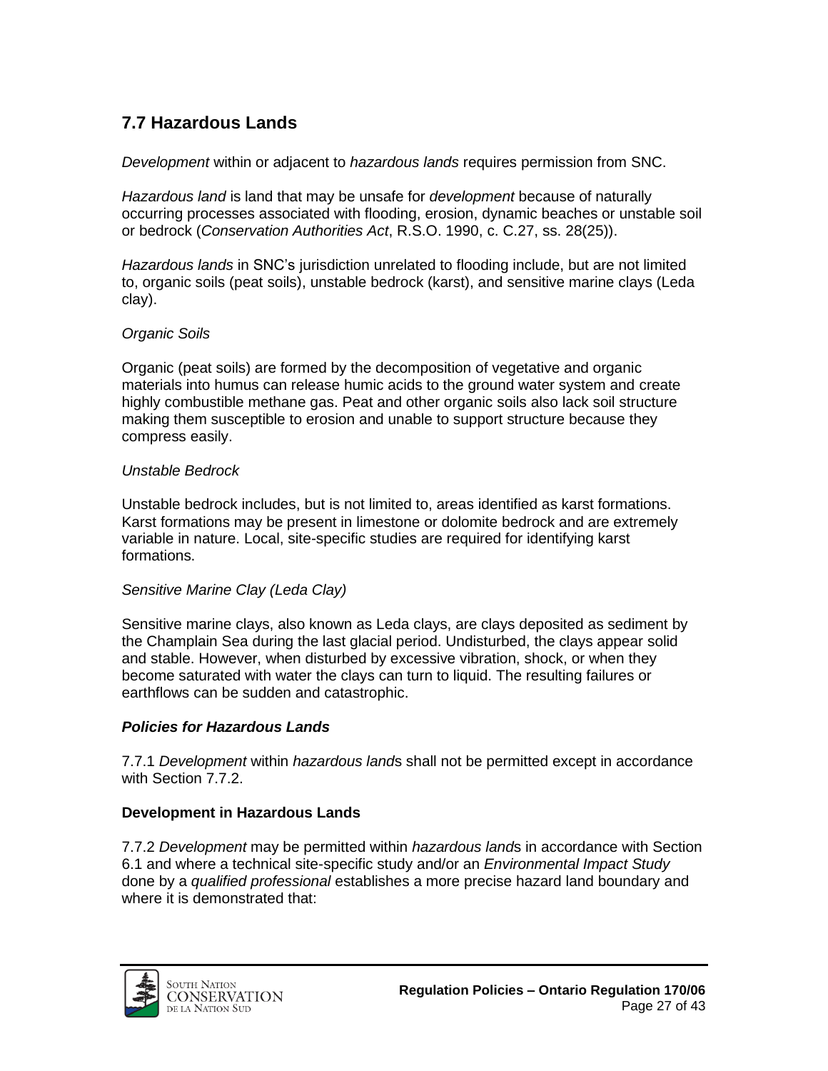## 7.7 Hazardous Lands

*Development* within or adjacent to *hazardous lands* requires permission from SNC.

*Hazardous land* is land that may be unsafe for *development* because of naturally occurring processes associated with flooding, erosion, dynamic beaches or unstable soil or bedrock (*Conservation Authorities Act*, R.S.O. 1990, c. C.27, ss. 28(25)).

*Hazardous lands* in SNC's jurisdiction unrelated to flooding include, but are not limited to, organic soils (peat soils), unstable bedrock (karst), and sensitive marine clays (Leda clay).

*Organic Soils*

Organic (peat soils) are formed by the decomposition of vegetative and organic materials into humus can release humic acids to the ground water system and create highly combustible methane gas. Peat and other organic soils also lack soil structure making them susceptible to erosion and unable to support structure because they compress easily.

*Unstable Bedrock*

Unstable bedrock includes, but is not limited to, areas identified as karst formations. Karst formations may be present in limestone or dolomite bedrock and are extremely variable in nature. Local, site-specific studies are required for identifying karst formations.

*Sensitive Marine Clay (Leda Clay)*

Sensitive marine clays, also known as Leda clays, are clays deposited as sediment by the Champlain Sea during the last glacial period. Undisturbed, the clays appear solid and stable. However, when disturbed by excessive vibration, shock, or when they become saturated with water the clays can turn to liquid. The resulting failures or earthflows can be sudden and catastrophic.

***Policies for Hazardous Lands***

7.7.1 *Development* within *hazardous land*s shall not be permitted except in accordance with Section 7.7.2.

**Development in Hazardous Lands**

7.7.2 *Development* may be permitted within *hazardous land*s in accordance with Section 6.1 and where a technical site-specific study and/or an *Environmental Impact Study* done by a *qualified professional* establishes a more precise hazard land boundary and where it is demonstrated that: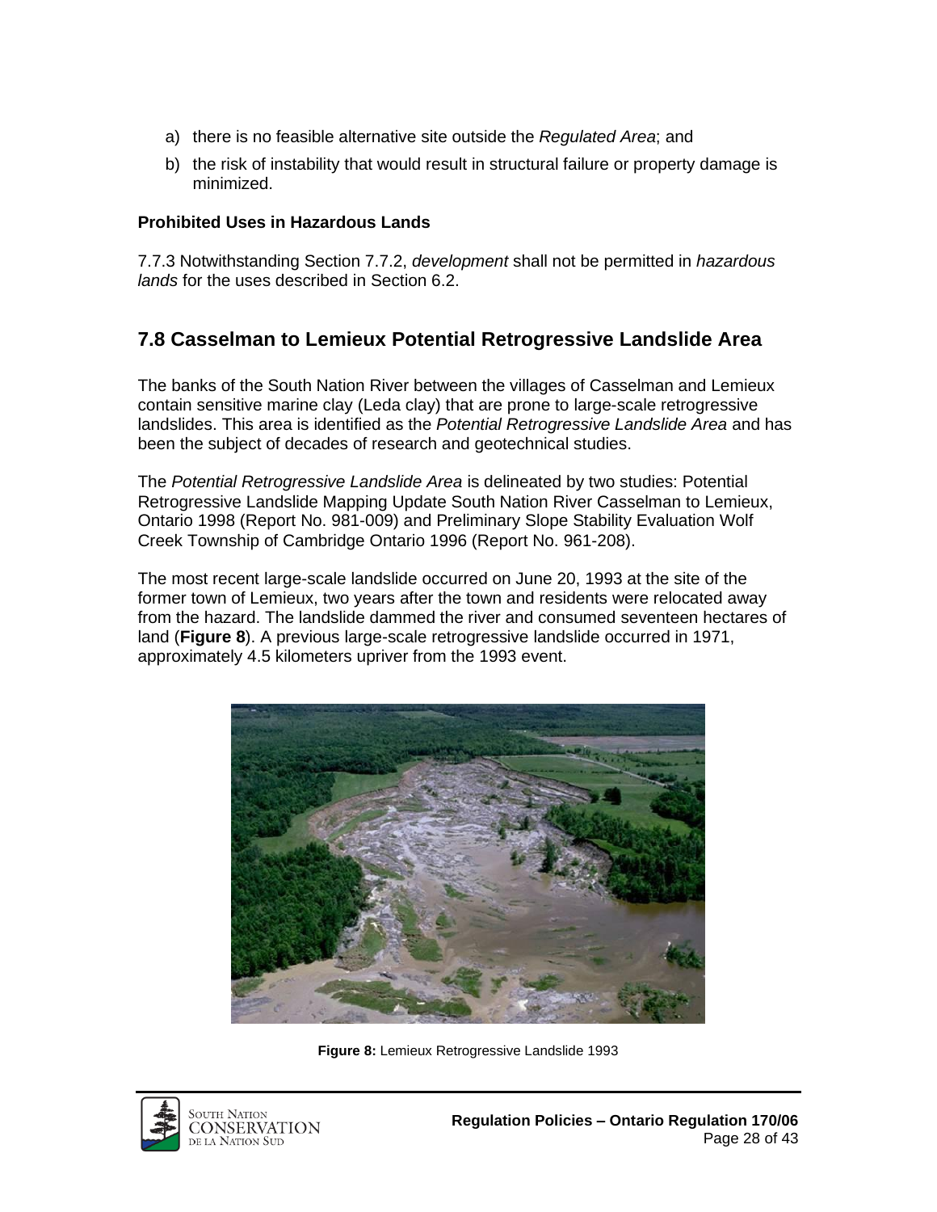a) there is no feasible alternative site outside the *Regulated Area*; and

b) the risk of instability that would result in structural failure or property damage is minimized.

**Prohibited Uses in Hazardous Lands**

7.7.3 Notwithstanding Section 7.7.2, *development* shall not be permitted in *hazardous lands* for the uses described in Section 6.2.

## 7.8 Casselman to Lemieux Potential Retrogressive Landslide Area

The banks of the South Nation River between the villages of Casselman and Lemieux contain sensitive marine clay (Leda clay) that are prone to large-scale retrogressive landslides. This area is identified as the *Potential Retrogressive Landslide Area* and has been the subject of decades of research and geotechnical studies.

The *Potential Retrogressive Landslide Area* is delineated by two studies: Potential Retrogressive Landslide Mapping Update South Nation River Casselman to Lemieux, Ontario 1998 (Report No. 981-009) and Preliminary Slope Stability Evaluation Wolf Creek Township of Cambridge Ontario 1996 (Report No. 961-208).

The most recent large-scale landslide occurred on June 20, 1993 at the site of the former town of Lemieux, two years after the town and residents were relocated away from the hazard. The landslide dammed the river and consumed seventeen hectares of land (**Figure 8**). A previous large-scale retrogressive landslide occurred in 1971, approximately 4.5 kilometers upriver from the 1993 event.

**Figure 8:** Lemieux Retrogressive Landslide 1993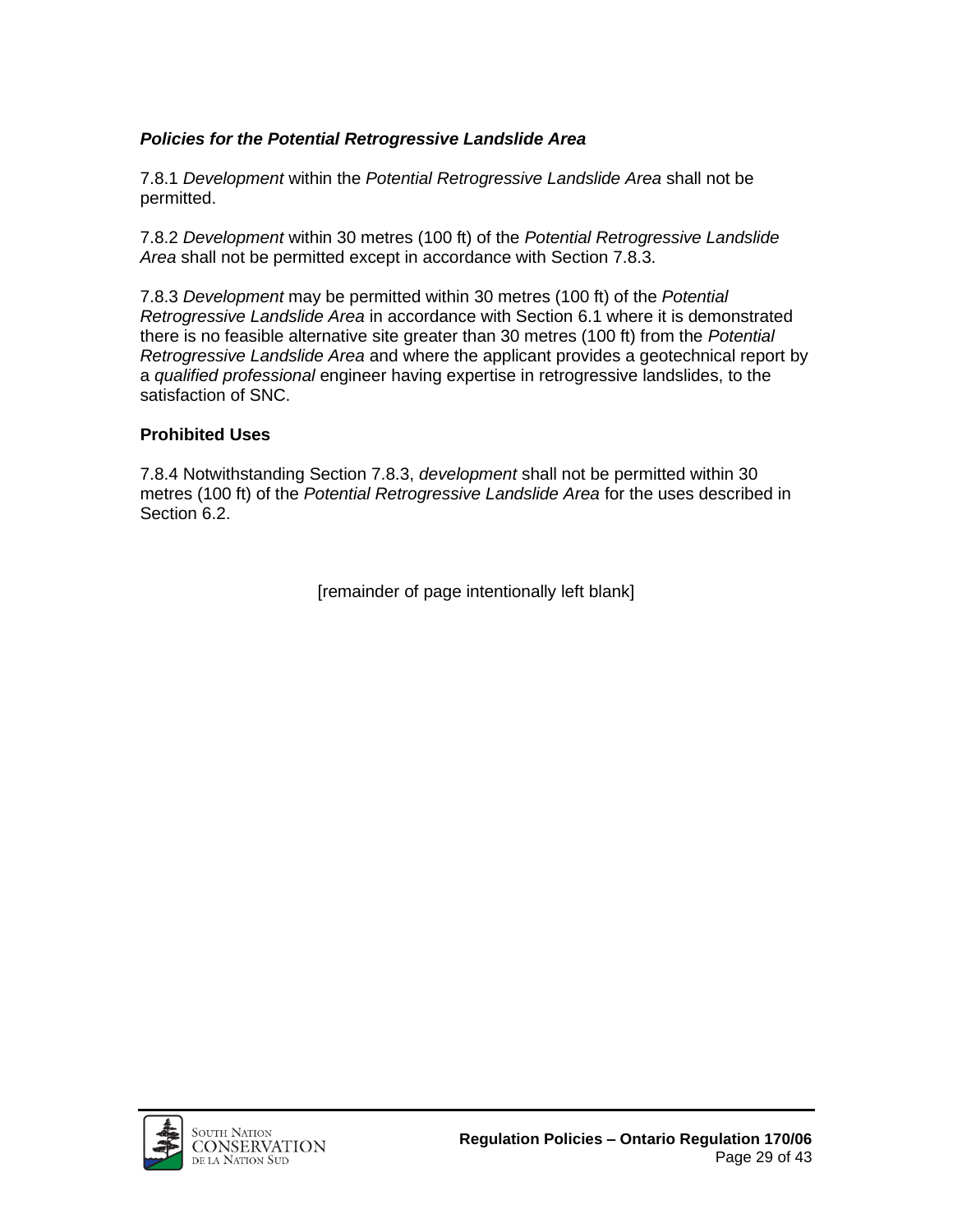***Policies for the Potential Retrogressive Landslide Area***

7.8.1 *Development* within the *Potential Retrogressive Landslide Area* shall not be permitted.

7.8.2 *Development* within 30 metres (100 ft) of the *Potential Retrogressive Landslide Area* shall not be permitted except in accordance with Section 7.8.3.

7.8.3 *Development* may be permitted within 30 metres (100 ft) of the *Potential Retrogressive Landslide Area* in accordance with Section 6.1 where it is demonstrated there is no feasible alternative site greater than 30 metres (100 ft) from the *Potential Retrogressive Landslide Area* and where the applicant provides a geotechnical report by a *qualified professional* engineer having expertise in retrogressive landslides, to the satisfaction of SNC.

**Prohibited Uses**

7.8.4 Notwithstanding Section 7.8.3, *development* shall not be permitted within 30 metres (100 ft) of the *Potential Retrogressive Landslide Area* for the uses described in Section 6.2.

[remainder of page intentionally left blank]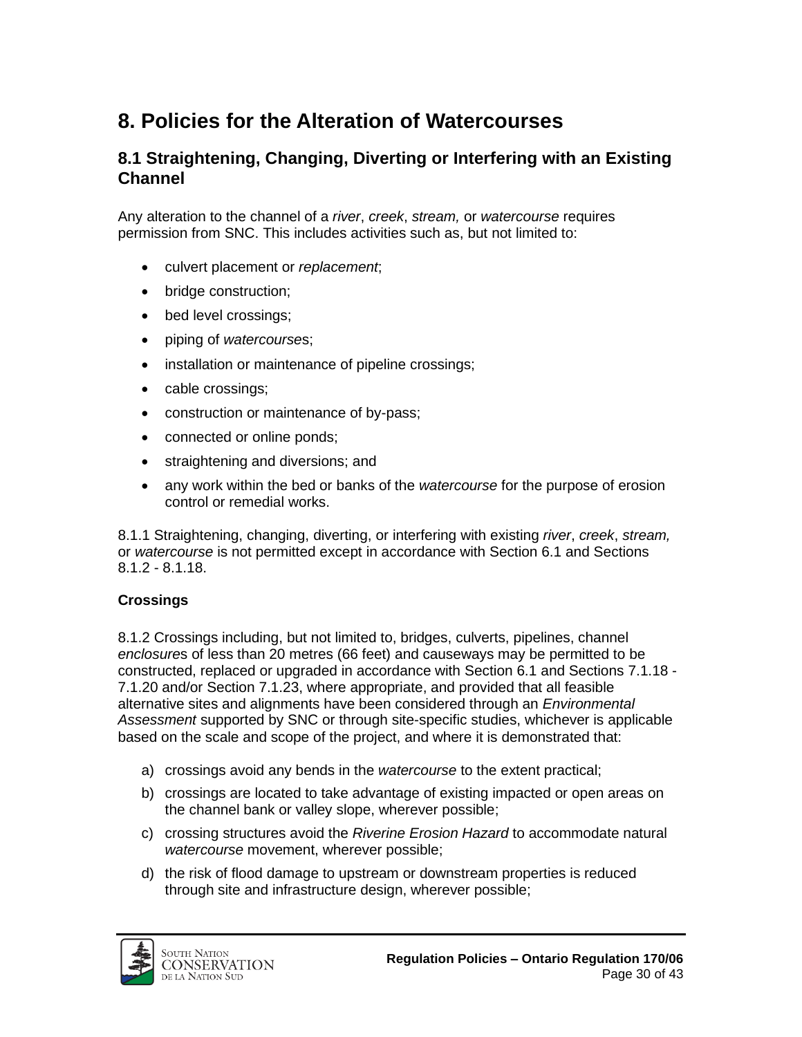# 8. Policies for the Alteration of Watercourses

## 8.1 Straightening, Changing, Diverting or Interfering with an Existing Channel

Any alteration to the channel of a *river*, *creek*, *stream,* or *watercourse* requires permission from SNC. This includes activities such as, but not limited to:

- culvert placement or *replacement*;
- bridge construction;
- bed level crossings;
- piping of *watercourse*s;
- installation or maintenance of pipeline crossings;
- cable crossings;
- construction or maintenance of by-pass;
- connected or online ponds;
- straightening and diversions; and
- any work within the bed or banks of the *watercourse* for the purpose of erosion control or remedial works.

8.1.1 Straightening, changing, diverting, or interfering with existing *river*, *creek*, *stream,* or *watercourse* is not permitted except in accordance with Section 6.1 and Sections 8.1.2 - 8.1.18.

**Crossings**

8.1.2 Crossings including, but not limited to, bridges, culverts, pipelines, channel *enclosure*s of less than 20 metres (66 feet) and causeways may be permitted to be constructed, replaced or upgraded in accordance with Section 6.1 and Sections 7.1.18 - 7.1.20 and/or Section 7.1.23, where appropriate, and provided that all feasible alternative sites and alignments have been considered through an *Environmental Assessment* supported by SNC or through site-specific studies, whichever is applicable based on the scale and scope of the project, and where it is demonstrated that:

a) crossings avoid any bends in the *watercourse* to the extent practical;
b) crossings are located to take advantage of existing impacted or open areas on the channel bank or valley slope, wherever possible;
c) crossing structures avoid the *Riverine Erosion Hazard* to accommodate natural *watercourse* movement, wherever possible;
d) the risk of flood damage to upstream or downstream properties is reduced through site and infrastructure design, wherever possible;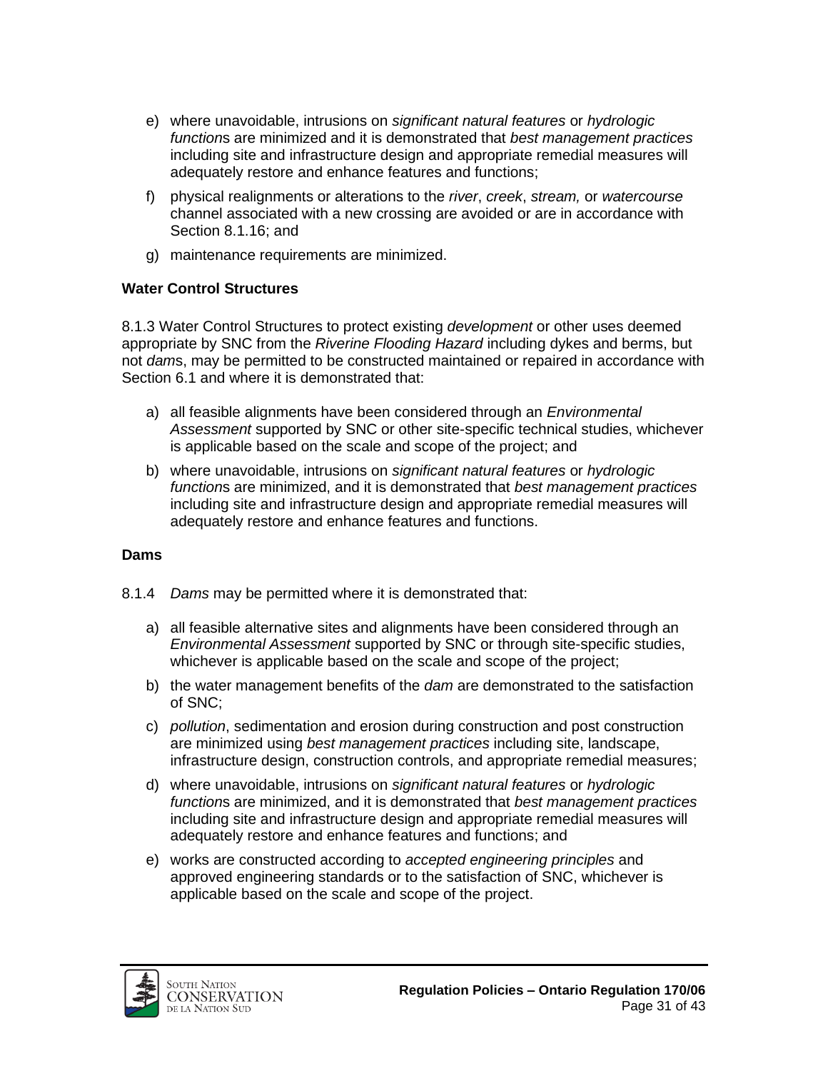e) where unavoidable, intrusions on *significant natural features* or *hydrologic function*s are minimized and it is demonstrated that *best management practices* including site and infrastructure design and appropriate remedial measures will adequately restore and enhance features and functions;

f) physical realignments or alterations to the *river*, *creek*, *stream,* or *watercourse* channel associated with a new crossing are avoided or are in accordance with Section 8.1.16; and

g) maintenance requirements are minimized.

**Water Control Structures**

8.1.3 Water Control Structures to protect existing *development* or other uses deemed appropriate by SNC from the *Riverine Flooding Hazard* including dykes and berms, but not *dam*s, may be permitted to be constructed maintained or repaired in accordance with Section 6.1 and where it is demonstrated that:

a) all feasible alignments have been considered through an *Environmental Assessment* supported by SNC or other site-specific technical studies, whichever is applicable based on the scale and scope of the project; and

b) where unavoidable, intrusions on *significant natural features* or *hydrologic function*s are minimized, and it is demonstrated that *best management practices* including site and infrastructure design and appropriate remedial measures will adequately restore and enhance features and functions.

**Dams**

8.1.4 *Dams* may be permitted where it is demonstrated that:

a) all feasible alternative sites and alignments have been considered through an *Environmental Assessment* supported by SNC or through site-specific studies, whichever is applicable based on the scale and scope of the project;

b) the water management benefits of the *dam* are demonstrated to the satisfaction of SNC;

c) *pollution*, sedimentation and erosion during construction and post construction are minimized using *best management practices* including site, landscape, infrastructure design, construction controls, and appropriate remedial measures;

d) where unavoidable, intrusions on *significant natural features* or *hydrologic function*s are minimized, and it is demonstrated that *best management practices* including site and infrastructure design and appropriate remedial measures will adequately restore and enhance features and functions; and

e) works are constructed according to *accepted engineering principles* and approved engineering standards or to the satisfaction of SNC, whichever is applicable based on the scale and scope of the project.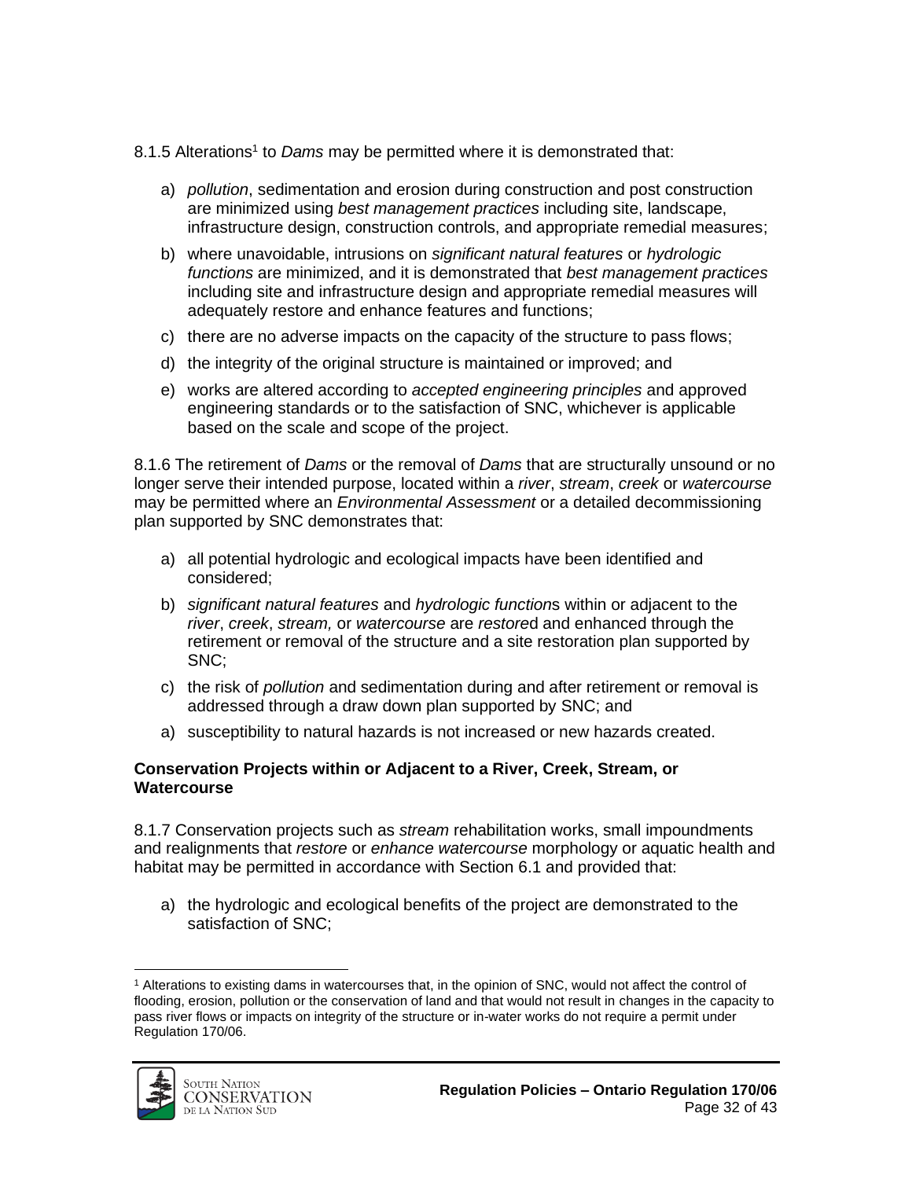8.1.5 Alterations[1] to *Dams* may be permitted where it is demonstrated that:

a) *pollution*, sedimentation and erosion during construction and post construction are minimized using *best management practices* including site, landscape, infrastructure design, construction controls, and appropriate remedial measures;

b) where unavoidable, intrusions on *significant natural features* or *hydrologic functions* are minimized, and it is demonstrated that *best management practices* including site and infrastructure design and appropriate remedial measures will adequately restore and enhance features and functions;

c) there are no adverse impacts on the capacity of the structure to pass flows;

d) the integrity of the original structure is maintained or improved; and

e) works are altered according to *accepted engineering principles* and approved engineering standards or to the satisfaction of SNC, whichever is applicable based on the scale and scope of the project.

8.1.6 The retirement of *Dams* or the removal of *Dams* that are structurally unsound or no longer serve their intended purpose, located within a *river*, *stream*, *creek* or *watercourse* may be permitted where an *Environmental Assessment* or a detailed decommissioning plan supported by SNC demonstrates that:

a) all potential hydrologic and ecological impacts have been identified and considered;

b) *significant natural features* and *hydrologic function*s within or adjacent to the *river*, *creek*, *stream,* or *watercourse* are *restore*d and enhanced through the retirement or removal of the structure and a site restoration plan supported by SNC;

c) the risk of *pollution* and sedimentation during and after retirement or removal is addressed through a draw down plan supported by SNC; and

a) susceptibility to natural hazards is not increased or new hazards created.

**Conservation Projects within or Adjacent to a River, Creek, Stream, or Watercourse**

8.1.7 Conservation projects such as *stream* rehabilitation works, small impoundments and realignments that *restore* or *enhance watercourse* morphology or aquatic health and habitat may be permitted in accordance with Section 6.1 and provided that:

a) the hydrologic and ecological benefits of the project are demonstrated to the satisfaction of SNC;

[1] Alterations to existing dams in watercourses that, in the opinion of SNC, would not affect the control of flooding, erosion, pollution or the conservation of land and that would not result in changes in the capacity to pass river flows or impacts on integrity of the structure or in-water works do not require a permit under Regulation 170/06.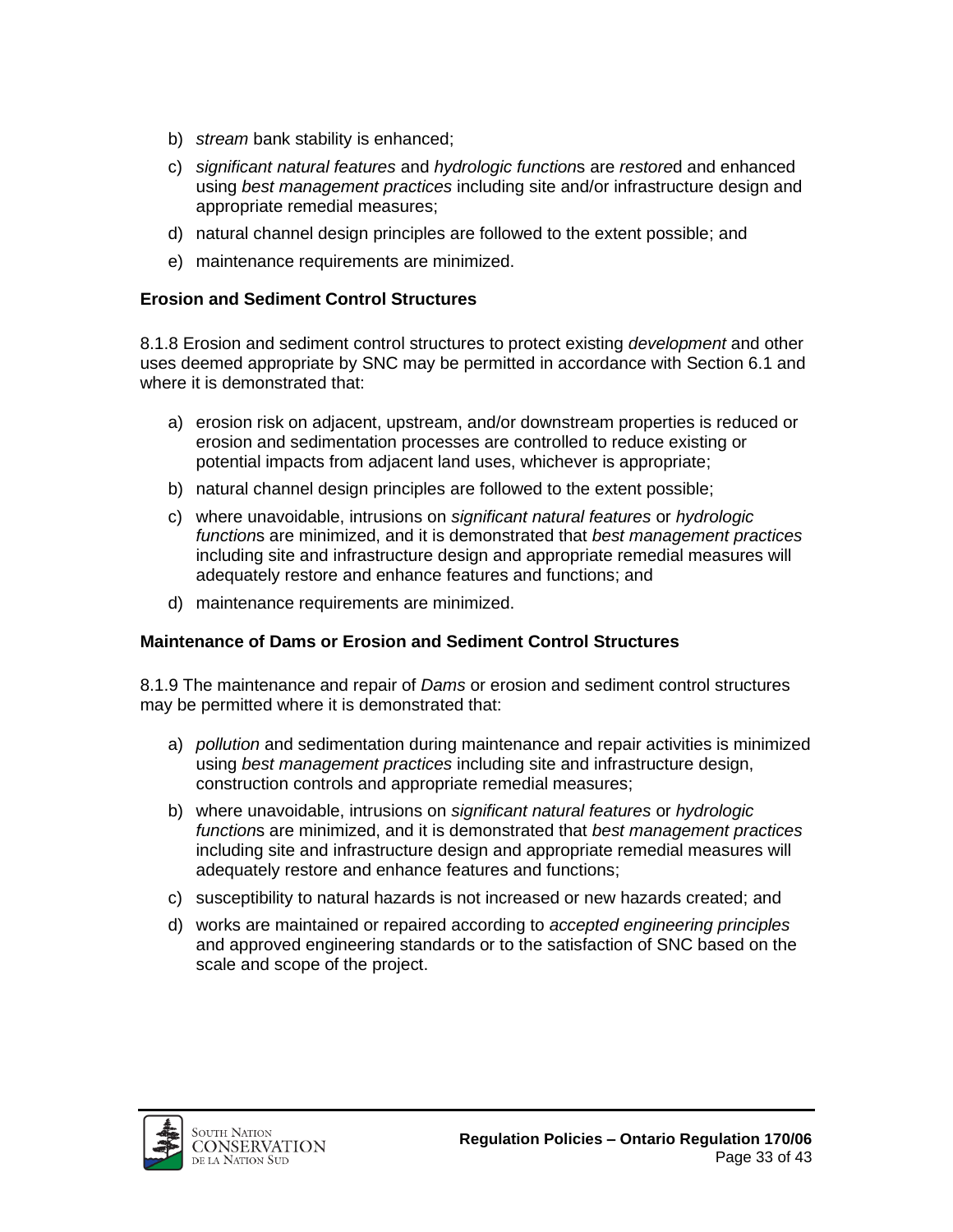b) *stream* bank stability is enhanced;

c) *significant natural features* and *hydrologic function*s are *restore*d and enhanced using *best management practices* including site and/or infrastructure design and appropriate remedial measures;

d) natural channel design principles are followed to the extent possible; and

e) maintenance requirements are minimized.

**Erosion and Sediment Control Structures**

8.1.8 Erosion and sediment control structures to protect existing *development* and other uses deemed appropriate by SNC may be permitted in accordance with Section 6.1 and where it is demonstrated that:

a) erosion risk on adjacent, upstream, and/or downstream properties is reduced or erosion and sedimentation processes are controlled to reduce existing or potential impacts from adjacent land uses, whichever is appropriate;

b) natural channel design principles are followed to the extent possible;

c) where unavoidable, intrusions on *significant natural features* or *hydrologic function*s are minimized, and it is demonstrated that *best management practices* including site and infrastructure design and appropriate remedial measures will adequately restore and enhance features and functions; and

d) maintenance requirements are minimized.

**Maintenance of Dams or Erosion and Sediment Control Structures**

8.1.9 The maintenance and repair of *Dams* or erosion and sediment control structures may be permitted where it is demonstrated that:

a) *pollution* and sedimentation during maintenance and repair activities is minimized using *best management practices* including site and infrastructure design, construction controls and appropriate remedial measures;

b) where unavoidable, intrusions on *significant natural features* or *hydrologic function*s are minimized, and it is demonstrated that *best management practices* including site and infrastructure design and appropriate remedial measures will adequately restore and enhance features and functions;

c) susceptibility to natural hazards is not increased or new hazards created; and

d) works are maintained or repaired according to *accepted engineering principles* and approved engineering standards or to the satisfaction of SNC based on the scale and scope of the project.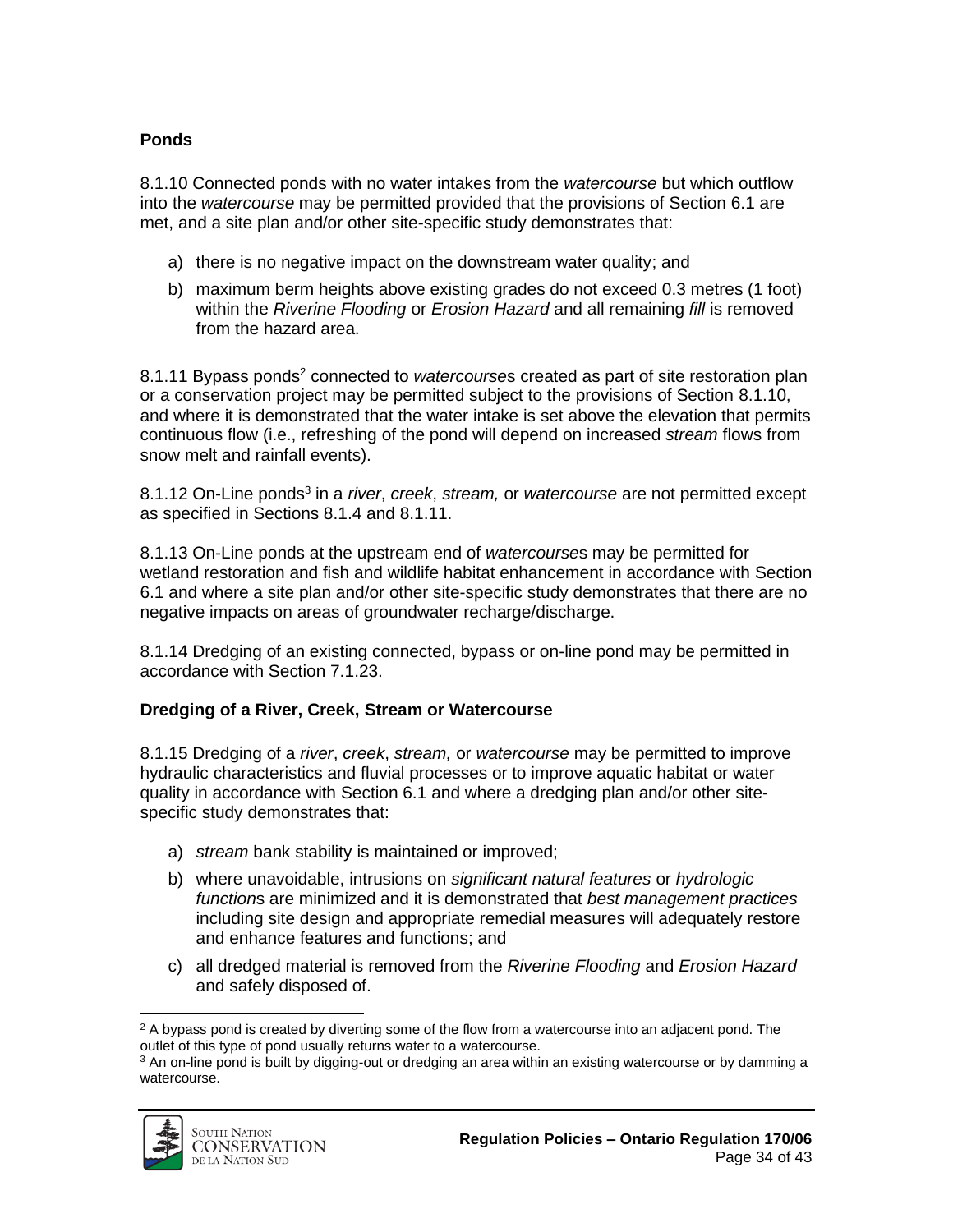### Ponds

8.1.10 Connected ponds with no water intakes from the *watercourse* but which outflow into the *watercourse* may be permitted provided that the provisions of Section 6.1 are met, and a site plan and/or other site-specific study demonstrates that:

a) there is no negative impact on the downstream water quality; and

b) maximum berm heights above existing grades do not exceed 0.3 metres (1 foot) within the *Riverine Flooding* or *Erosion Hazard* and all remaining *fill* is removed from the hazard area.

8.1.11 Bypass ponds[2] connected to *watercourse*s created as part of site restoration plan or a conservation project may be permitted subject to the provisions of Section 8.1.10, and where it is demonstrated that the water intake is set above the elevation that permits continuous flow (i.e., refreshing of the pond will depend on increased *stream* flows from snow melt and rainfall events).

8.1.12 On-Line ponds[3] in a *river*, *creek*, *stream,* or *watercourse* are not permitted except as specified in Sections 8.1.4 and 8.1.11.

8.1.13 On-Line ponds at the upstream end of *watercourse*s may be permitted for wetland restoration and fish and wildlife habitat enhancement in accordance with Section 6.1 and where a site plan and/or other site-specific study demonstrates that there are no negative impacts on areas of groundwater recharge/discharge.

8.1.14 Dredging of an existing connected, bypass or on-line pond may be permitted in accordance with Section 7.1.23.

### Dredging of a River, Creek, Stream or Watercourse

8.1.15 Dredging of a *river*, *creek*, *stream,* or *watercourse* may be permitted to improve hydraulic characteristics and fluvial processes or to improve aquatic habitat or water quality in accordance with Section 6.1 and where a dredging plan and/or other site-specific study demonstrates that:

a) *stream* bank stability is maintained or improved;

b) where unavoidable, intrusions on *significant natural features* or *hydrologic function*s are minimized and it is demonstrated that *best management practices* including site design and appropriate remedial measures will adequately restore and enhance features and functions; and

c) all dredged material is removed from the *Riverine Flooding* and *Erosion Hazard* and safely disposed of.

---

[2] A bypass pond is created by diverting some of the flow from a watercourse into an adjacent pond. The outlet of this type of pond usually returns water to a watercourse.

[3] An on-line pond is built by digging-out or dredging an area within an existing watercourse or by damming a watercourse.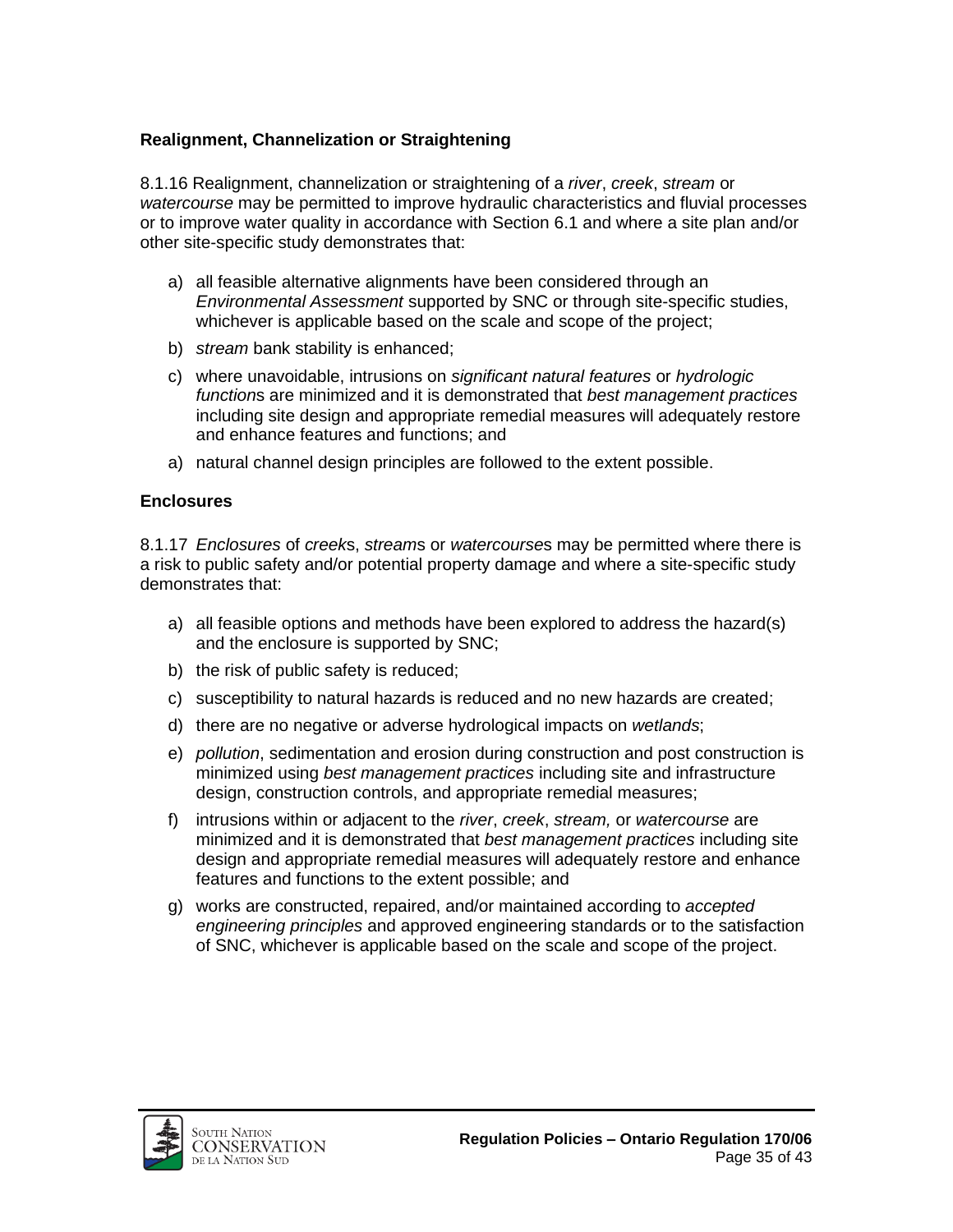### Realignment, Channelization or Straightening

8.1.16 Realignment, channelization or straightening of a *river*, *creek*, *stream* or *watercourse* may be permitted to improve hydraulic characteristics and fluvial processes or to improve water quality in accordance with Section 6.1 and where a site plan and/or other site-specific study demonstrates that:

a) all feasible alternative alignments have been considered through an *Environmental Assessment* supported by SNC or through site-specific studies, whichever is applicable based on the scale and scope of the project;

b) *stream* bank stability is enhanced;

c) where unavoidable, intrusions on *significant natural features* or *hydrologic function*s are minimized and it is demonstrated that *best management practices* including site design and appropriate remedial measures will adequately restore and enhance features and functions; and

a) natural channel design principles are followed to the extent possible.

### Enclosures

8.1.17 *Enclosures* of *creek*s, *stream*s or *watercourse*s may be permitted where there is a risk to public safety and/or potential property damage and where a site-specific study demonstrates that:

a) all feasible options and methods have been explored to address the hazard(s) and the enclosure is supported by SNC;

b) the risk of public safety is reduced;

c) susceptibility to natural hazards is reduced and no new hazards are created;

d) there are no negative or adverse hydrological impacts on *wetlands*;

e) *pollution*, sedimentation and erosion during construction and post construction is minimized using *best management practices* including site and infrastructure design, construction controls, and appropriate remedial measures;

f) intrusions within or adjacent to the *river*, *creek*, *stream,* or *watercourse* are minimized and it is demonstrated that *best management practices* including site design and appropriate remedial measures will adequately restore and enhance features and functions to the extent possible; and

g) works are constructed, repaired, and/or maintained according to *accepted engineering principles* and approved engineering standards or to the satisfaction of SNC, whichever is applicable based on the scale and scope of the project.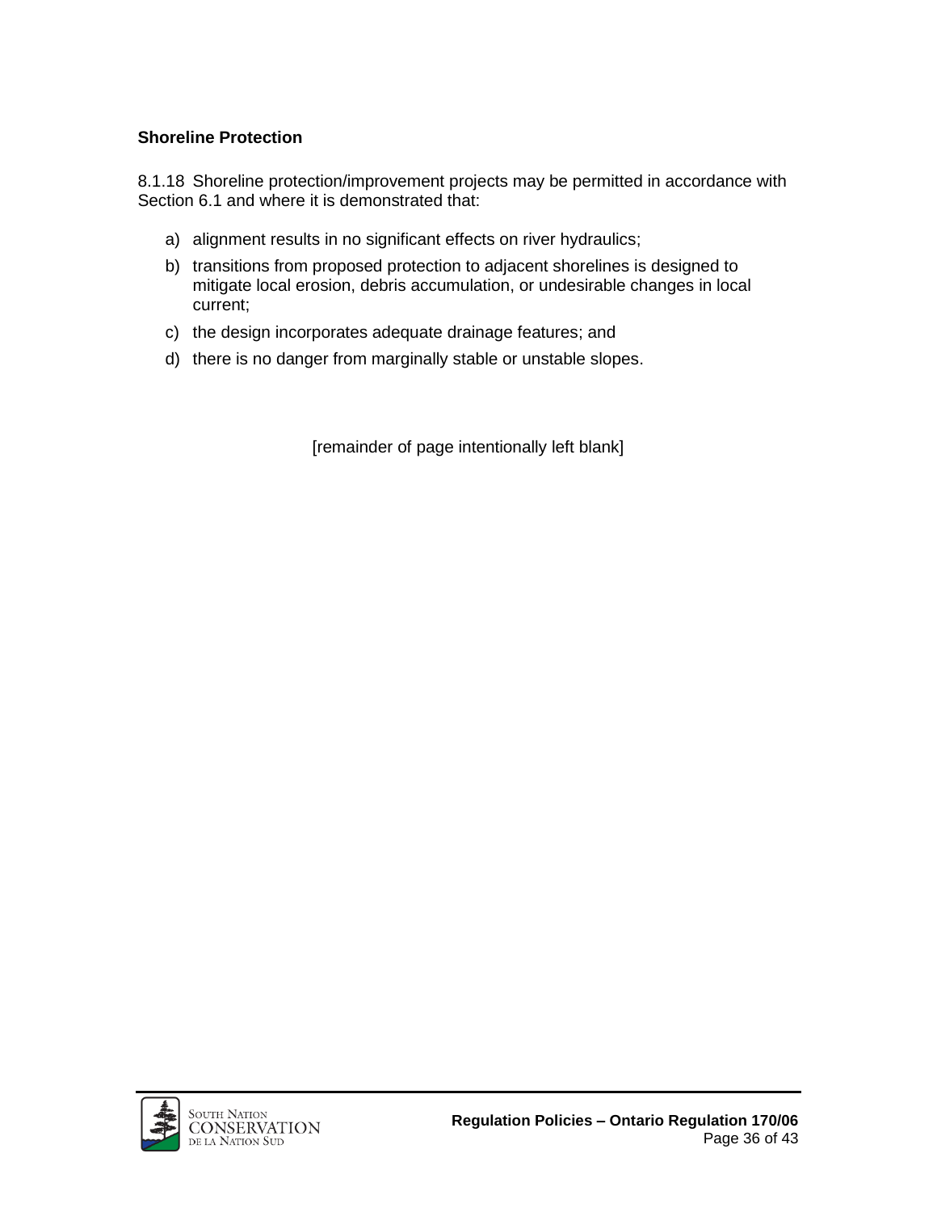### Shoreline Protection

8.1.18 Shoreline protection/improvement projects may be permitted in accordance with Section 6.1 and where it is demonstrated that:

a) alignment results in no significant effects on river hydraulics;
b) transitions from proposed protection to adjacent shorelines is designed to mitigate local erosion, debris accumulation, or undesirable changes in local current;
c) the design incorporates adequate drainage features; and
d) there is no danger from marginally stable or unstable slopes.

[remainder of page intentionally left blank]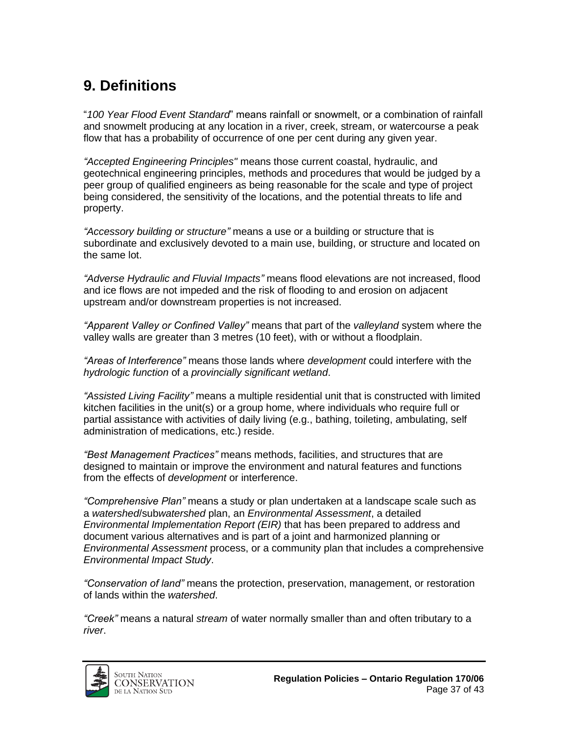# 9. Definitions

"*100 Year Flood Event Standard*" means rainfall or snowmelt, or a combination of rainfall and snowmelt producing at any location in a river, creek, stream, or watercourse a peak flow that has a probability of occurrence of one per cent during any given year.

*"Accepted Engineering Principles"* means those current coastal, hydraulic, and geotechnical engineering principles, methods and procedures that would be judged by a peer group of qualified engineers as being reasonable for the scale and type of project being considered, the sensitivity of the locations, and the potential threats to life and property.

*"Accessory building or structure"* means a use or a building or structure that is subordinate and exclusively devoted to a main use, building, or structure and located on the same lot.

*"Adverse Hydraulic and Fluvial Impacts"* means flood elevations are not increased, flood and ice flows are not impeded and the risk of flooding to and erosion on adjacent upstream and/or downstream properties is not increased.

*"Apparent Valley or Confined Valley"* means that part of the *valleyland* system where the valley walls are greater than 3 metres (10 feet), with or without a floodplain.

*"Areas of Interference"* means those lands where *development* could interfere with the *hydrologic function* of a *provincially significant wetland*.

*"Assisted Living Facility"* means a multiple residential unit that is constructed with limited kitchen facilities in the unit(s) or a group home, where individuals who require full or partial assistance with activities of daily living (e.g., bathing, toileting, ambulating, self administration of medications, etc.) reside.

*"Best Management Practices"* means methods, facilities, and structures that are designed to maintain or improve the environment and natural features and functions from the effects of *development* or interference.

*"Comprehensive Plan"* means a study or plan undertaken at a landscape scale such as a *watershed*/sub*watershed* plan, an *Environmental Assessment*, a detailed *Environmental Implementation Report (EIR)* that has been prepared to address and document various alternatives and is part of a joint and harmonized planning or *Environmental Assessment* process, or a community plan that includes a comprehensive *Environmental Impact Study*.

*"Conservation of land"* means the protection, preservation, management, or restoration of lands within the *watershed*.

*"Creek"* means a natural *stream* of water normally smaller than and often tributary to a *river*.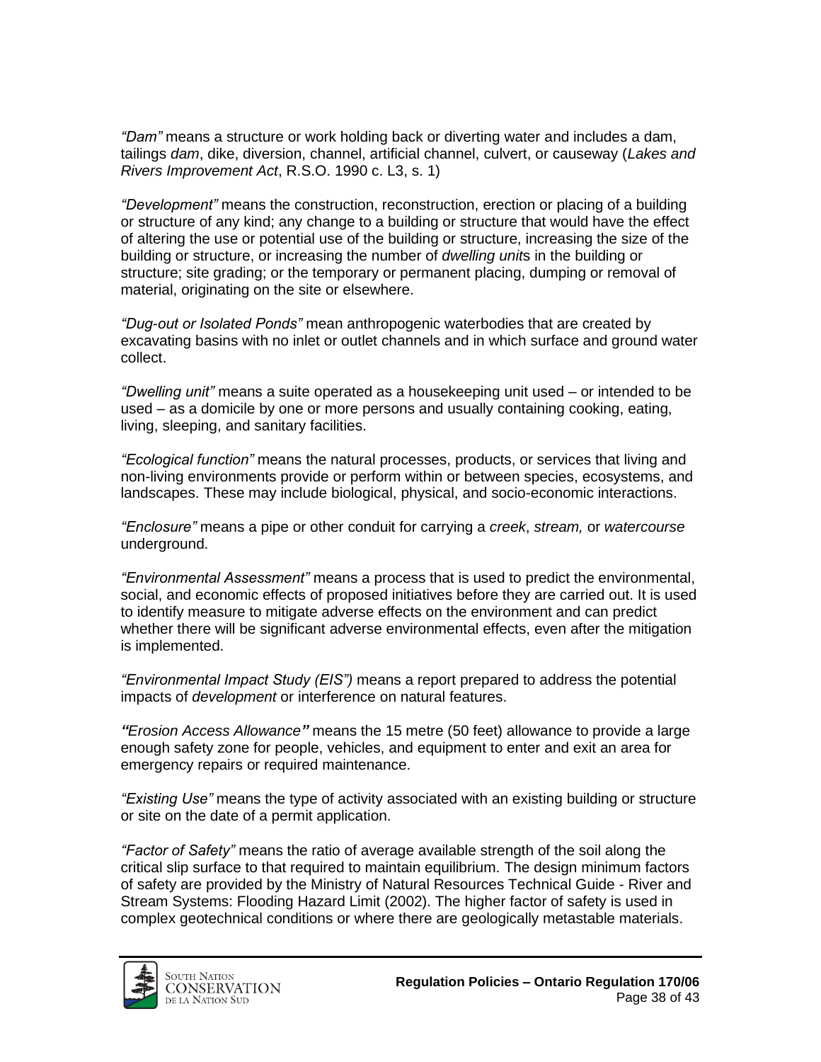*"Dam"* means a structure or work holding back or diverting water and includes a dam, tailings *dam*, dike, diversion, channel, artificial channel, culvert, or causeway (*Lakes and Rivers Improvement Act*, R.S.O. 1990 c. L3, s. 1)

*"Development"* means the construction, reconstruction, erection or placing of a building or structure of any kind; any change to a building or structure that would have the effect of altering the use or potential use of the building or structure, increasing the size of the building or structure, or increasing the number of *dwelling unit*s in the building or structure; site grading; or the temporary or permanent placing, dumping or removal of material, originating on the site or elsewhere.

*"Dug-out or Isolated Ponds"* mean anthropogenic waterbodies that are created by excavating basins with no inlet or outlet channels and in which surface and ground water collect.

*"Dwelling unit"* means a suite operated as a housekeeping unit used – or intended to be used – as a domicile by one or more persons and usually containing cooking, eating, living, sleeping, and sanitary facilities.

*"Ecological function"* means the natural processes, products, or services that living and non-living environments provide or perform within or between species, ecosystems, and landscapes. These may include biological, physical, and socio-economic interactions.

*"Enclosure"* means a pipe or other conduit for carrying a *creek*, *stream,* or *watercourse* underground.

*"Environmental Assessment"* means a process that is used to predict the environmental, social, and economic effects of proposed initiatives before they are carried out. It is used to identify measure to mitigate adverse effects on the environment and can predict whether there will be significant adverse environmental effects, even after the mitigation is implemented.

*"Environmental Impact Study (EIS")* means a report prepared to address the potential impacts of *development* or interference on natural features.

***"****Erosion Access Allowance****"*** means the 15 metre (50 feet) allowance to provide a large enough safety zone for people, vehicles, and equipment to enter and exit an area for emergency repairs or required maintenance.

*"Existing Use"* means the type of activity associated with an existing building or structure or site on the date of a permit application.

*"Factor of Safety"* means the ratio of average available strength of the soil along the critical slip surface to that required to maintain equilibrium. The design minimum factors of safety are provided by the Ministry of Natural Resources Technical Guide - River and Stream Systems: Flooding Hazard Limit (2002). The higher factor of safety is used in complex geotechnical conditions or where there are geologically metastable materials.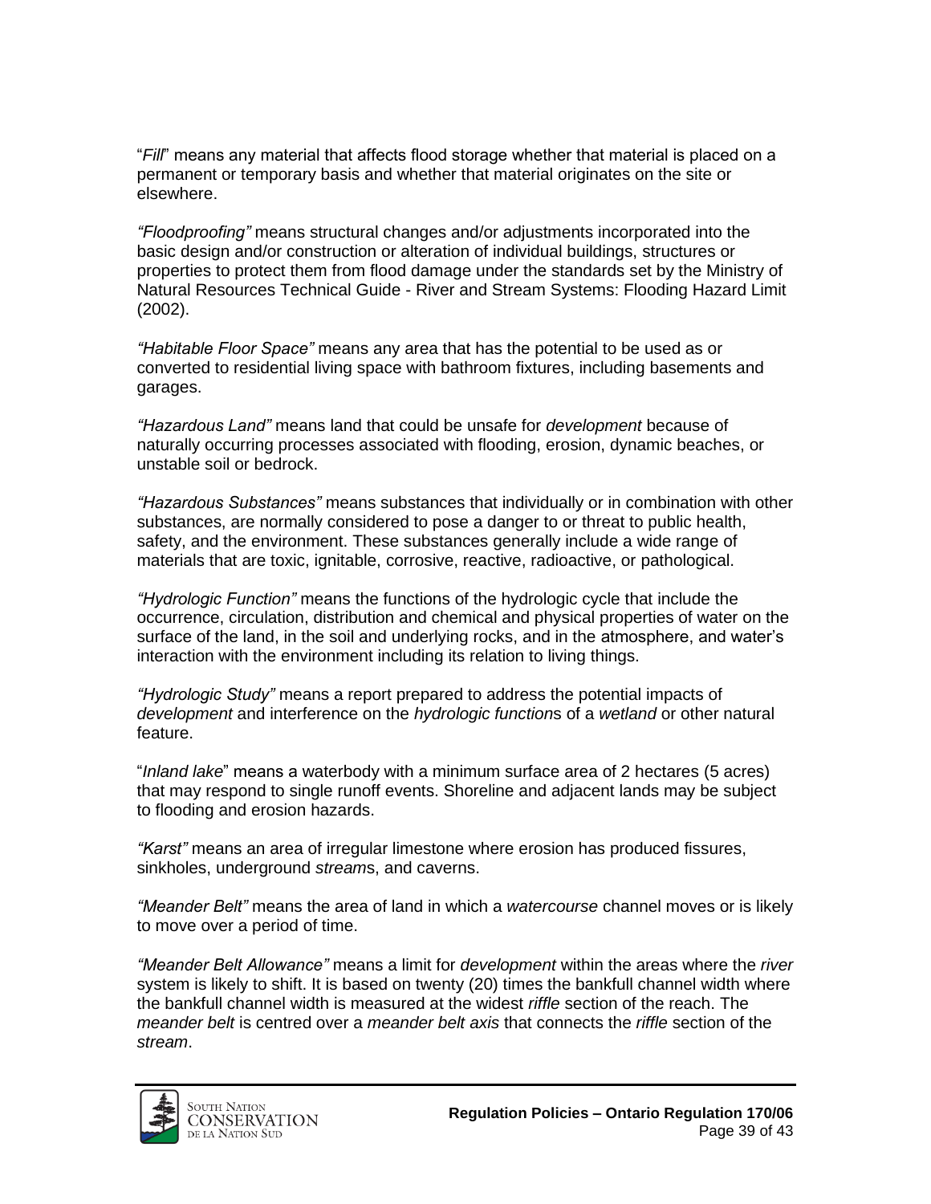"*Fill*" means any material that affects flood storage whether that material is placed on a permanent or temporary basis and whether that material originates on the site or elsewhere.

*"Floodproofing"* means structural changes and/or adjustments incorporated into the basic design and/or construction or alteration of individual buildings, structures or properties to protect them from flood damage under the standards set by the Ministry of Natural Resources Technical Guide - River and Stream Systems: Flooding Hazard Limit (2002).

*"Habitable Floor Space"* means any area that has the potential to be used as or converted to residential living space with bathroom fixtures, including basements and garages.

*"Hazardous Land"* means land that could be unsafe for *development* because of naturally occurring processes associated with flooding, erosion, dynamic beaches, or unstable soil or bedrock.

*"Hazardous Substances"* means substances that individually or in combination with other substances, are normally considered to pose a danger to or threat to public health, safety, and the environment. These substances generally include a wide range of materials that are toxic, ignitable, corrosive, reactive, radioactive, or pathological.

*"Hydrologic Function"* means the functions of the hydrologic cycle that include the occurrence, circulation, distribution and chemical and physical properties of water on the surface of the land, in the soil and underlying rocks, and in the atmosphere, and water's interaction with the environment including its relation to living things.

*"Hydrologic Study"* means a report prepared to address the potential impacts of *development* and interference on the *hydrologic function*s of a *wetland* or other natural feature.

"*Inland lake*" means a waterbody with a minimum surface area of 2 hectares (5 acres) that may respond to single runoff events. Shoreline and adjacent lands may be subject to flooding and erosion hazards.

*"Karst"* means an area of irregular limestone where erosion has produced fissures, sinkholes, underground *stream*s, and caverns.

*"Meander Belt"* means the area of land in which a *watercourse* channel moves or is likely to move over a period of time.

*"Meander Belt Allowance"* means a limit for *development* within the areas where the *river* system is likely to shift. It is based on twenty (20) times the bankfull channel width where the bankfull channel width is measured at the widest *riffle* section of the reach. The *meander belt* is centred over a *meander belt axis* that connects the *riffle* section of the *stream*.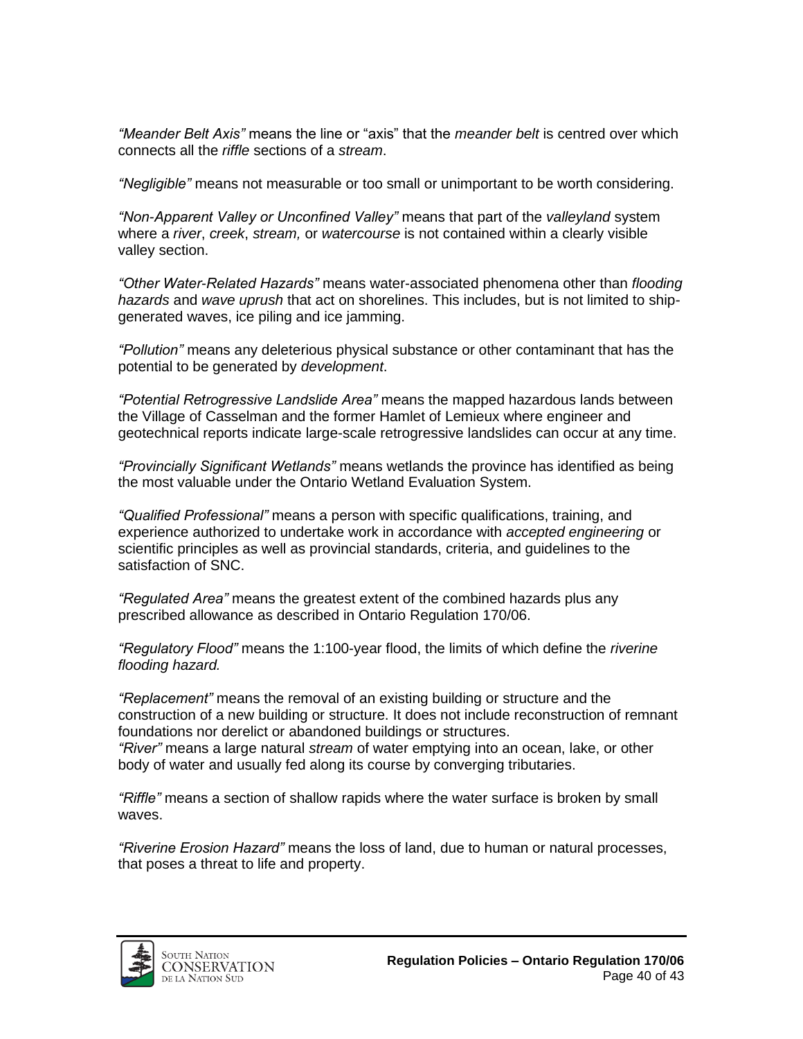*"Meander Belt Axis"* means the line or "axis" that the *meander belt* is centred over which connects all the *riffle* sections of a *stream*.

*"Negligible"* means not measurable or too small or unimportant to be worth considering.

*"Non-Apparent Valley or Unconfined Valley"* means that part of the *valleyland* system where a *river*, *creek*, *stream,* or *watercourse* is not contained within a clearly visible valley section.

*"Other Water-Related Hazards"* means water-associated phenomena other than *flooding hazards* and *wave uprush* that act on shorelines. This includes, but is not limited to ship-generated waves, ice piling and ice jamming.

*"Pollution"* means any deleterious physical substance or other contaminant that has the potential to be generated by *development*.

*"Potential Retrogressive Landslide Area"* means the mapped hazardous lands between the Village of Casselman and the former Hamlet of Lemieux where engineer and geotechnical reports indicate large-scale retrogressive landslides can occur at any time.

*"Provincially Significant Wetlands"* means wetlands the province has identified as being the most valuable under the Ontario Wetland Evaluation System.

*"Qualified Professional"* means a person with specific qualifications, training, and experience authorized to undertake work in accordance with *accepted engineering* or scientific principles as well as provincial standards, criteria, and guidelines to the satisfaction of SNC.

*"Regulated Area"* means the greatest extent of the combined hazards plus any prescribed allowance as described in Ontario Regulation 170/06.

*"Regulatory Flood"* means the 1:100-year flood, the limits of which define the *riverine flooding hazard.*

*"Replacement"* means the removal of an existing building or structure and the construction of a new building or structure. It does not include reconstruction of remnant foundations nor derelict or abandoned buildings or structures.

*"River"* means a large natural *stream* of water emptying into an ocean, lake, or other body of water and usually fed along its course by converging tributaries.

*"Riffle"* means a section of shallow rapids where the water surface is broken by small waves.

*"Riverine Erosion Hazard"* means the loss of land, due to human or natural processes, that poses a threat to life and property.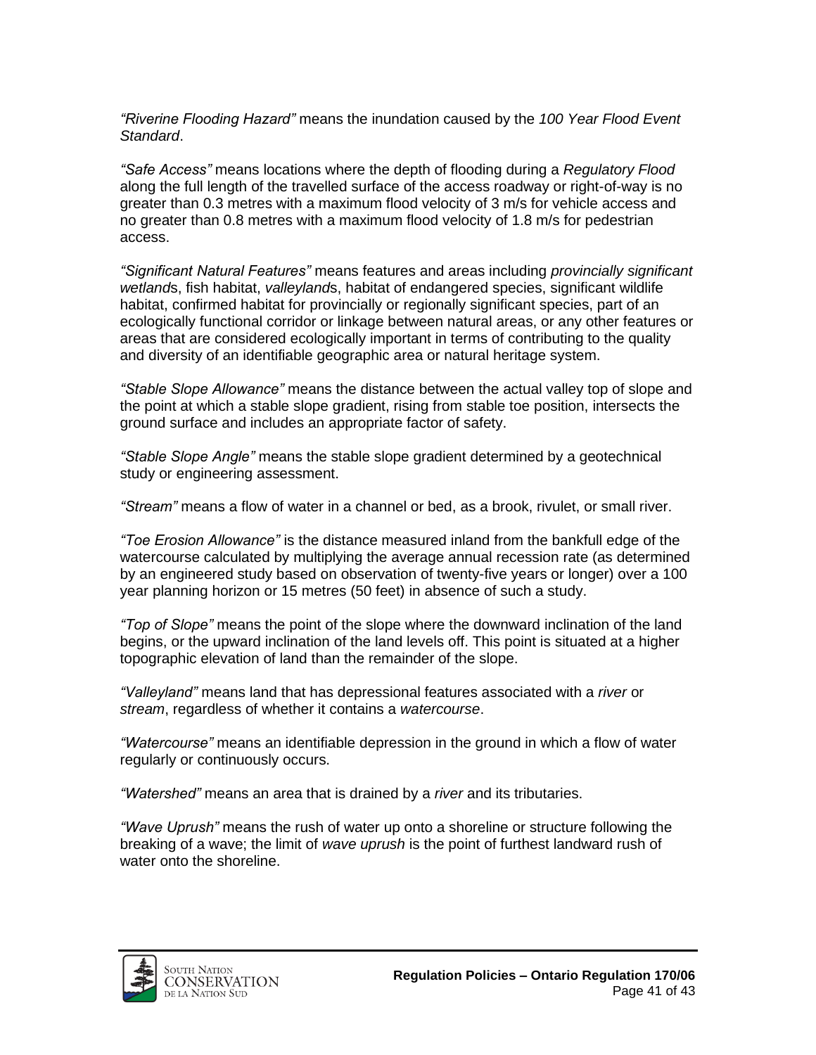*"Riverine Flooding Hazard"* means the inundation caused by the *100 Year Flood Event Standard*.

*"Safe Access"* means locations where the depth of flooding during a *Regulatory Flood* along the full length of the travelled surface of the access roadway or right-of-way is no greater than 0.3 metres with a maximum flood velocity of 3 m/s for vehicle access and no greater than 0.8 metres with a maximum flood velocity of 1.8 m/s for pedestrian access.

*"Significant Natural Features"* means features and areas including *provincially significant wetland*s, fish habitat, *valleyland*s, habitat of endangered species, significant wildlife habitat, confirmed habitat for provincially or regionally significant species, part of an ecologically functional corridor or linkage between natural areas, or any other features or areas that are considered ecologically important in terms of contributing to the quality and diversity of an identifiable geographic area or natural heritage system.

*"Stable Slope Allowance"* means the distance between the actual valley top of slope and the point at which a stable slope gradient, rising from stable toe position, intersects the ground surface and includes an appropriate factor of safety.

*"Stable Slope Angle"* means the stable slope gradient determined by a geotechnical study or engineering assessment.

*"Stream"* means a flow of water in a channel or bed, as a brook, rivulet, or small river.

*"Toe Erosion Allowance"* is the distance measured inland from the bankfull edge of the watercourse calculated by multiplying the average annual recession rate (as determined by an engineered study based on observation of twenty-five years or longer) over a 100 year planning horizon or 15 metres (50 feet) in absence of such a study.

*"Top of Slope"* means the point of the slope where the downward inclination of the land begins, or the upward inclination of the land levels off. This point is situated at a higher topographic elevation of land than the remainder of the slope.

*"Valleyland"* means land that has depressional features associated with a *river* or *stream*, regardless of whether it contains a *watercourse*.

*"Watercourse"* means an identifiable depression in the ground in which a flow of water regularly or continuously occurs.

*"Watershed"* means an area that is drained by a *river* and its tributaries.

*"Wave Uprush"* means the rush of water up onto a shoreline or structure following the breaking of a wave; the limit of *wave uprush* is the point of furthest landward rush of water onto the shoreline.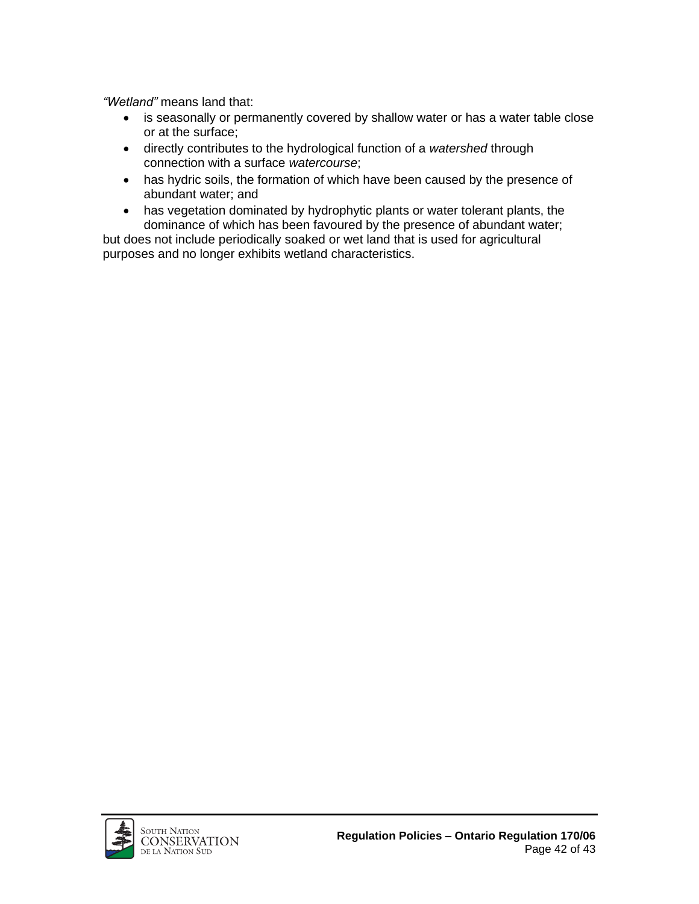*"Wetland"* means land that:

- is seasonally or permanently covered by shallow water or has a water table close or at the surface;
- directly contributes to the hydrological function of a *watershed* through connection with a surface *watercourse*;
- has hydric soils, the formation of which have been caused by the presence of abundant water; and
- has vegetation dominated by hydrophytic plants or water tolerant plants, the dominance of which has been favoured by the presence of abundant water;

but does not include periodically soaked or wet land that is used for agricultural purposes and no longer exhibits wetland characteristics.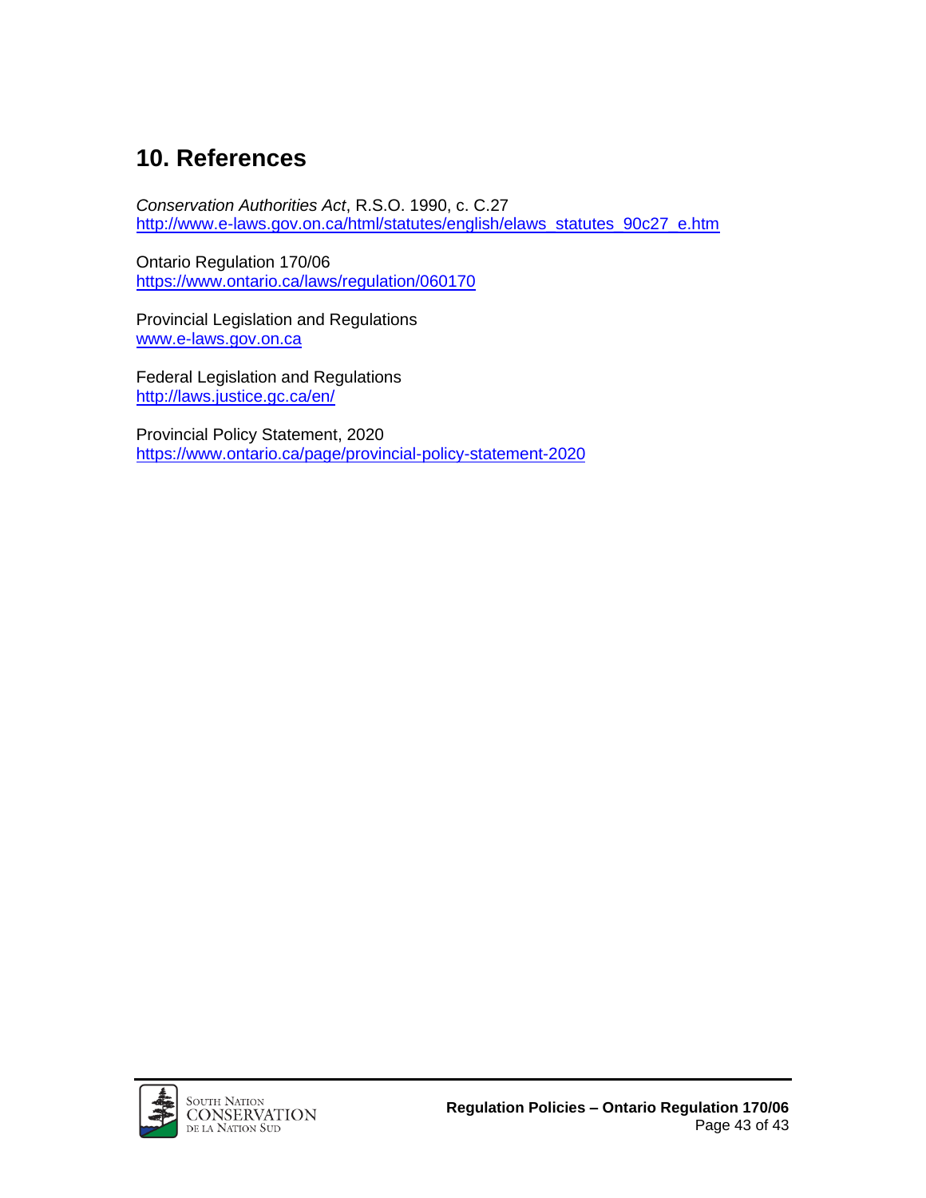## 10. References

*Conservation Authorities Act*, R.S.O. 1990, c. C.27
http://www.e-laws.gov.on.ca/html/statutes/english/elaws_statutes_90c27_e.htm

Ontario Regulation 170/06
https://www.ontario.ca/laws/regulation/060170

Provincial Legislation and Regulations
www.e-laws.gov.on.ca

Federal Legislation and Regulations
http://laws.justice.gc.ca/en/

Provincial Policy Statement, 2020
https://www.ontario.ca/page/provincial-policy-statement-2020